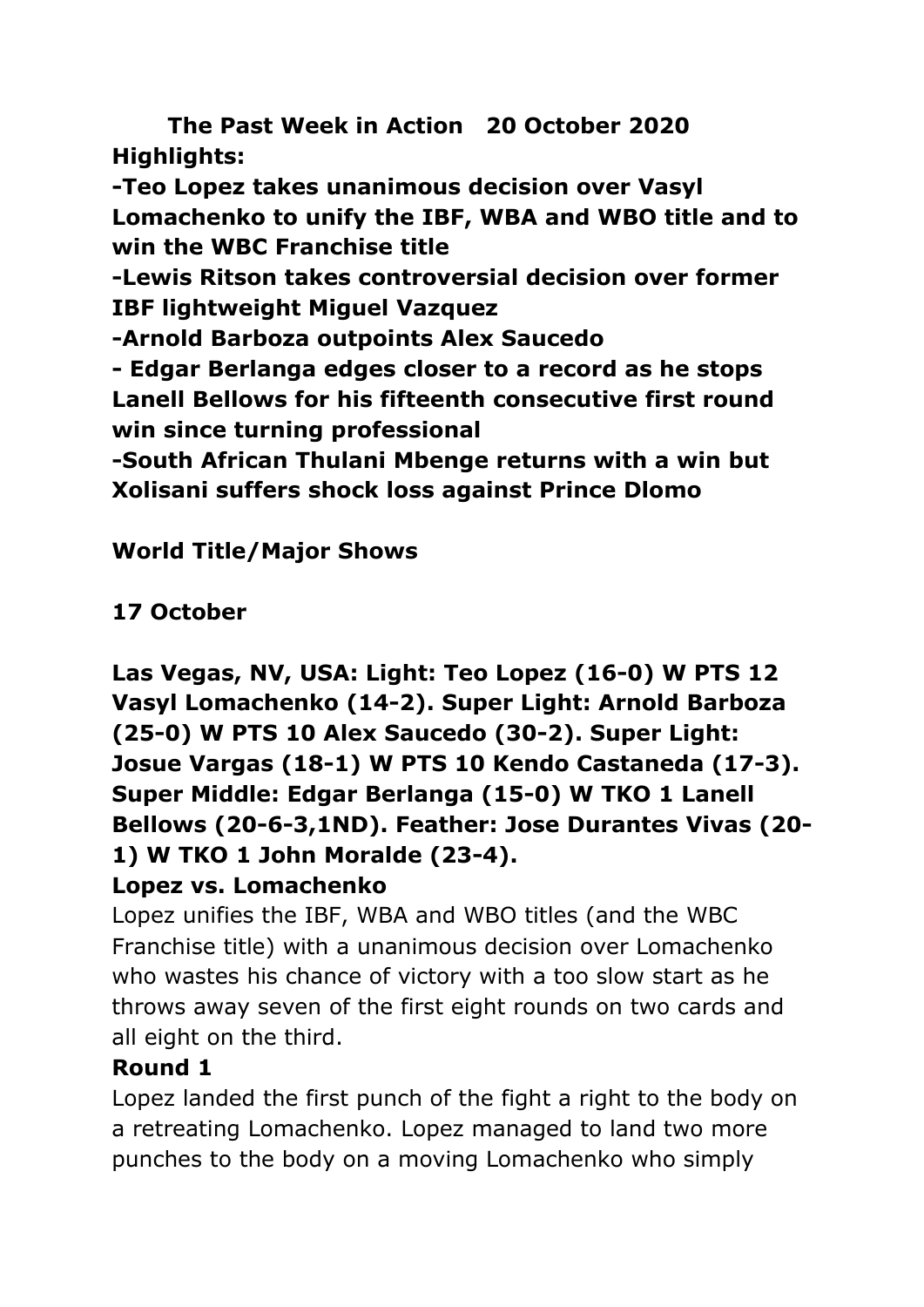# The Past Week in Action 20 October 2020

**Highlights:**

**-Teo Lopez takes unanimous decision over Vasyl Lomachenko to unify the IBF, WBA and WBO title and to win the WBC Franchise title**

**-Lewis Ritson takes controversial decision over former IBF lightweight Miguel Vazquez**

**-Arnold Barboza outpoints Alex Saucedo**

**- Edgar Berlanga edges closer to a record as he stops Lanell Bellows for his fifteenth consecutive first round win since turning professional**

**-South African Thulani Mbenge returns with a win but Xolisani suffers shock loss against Prince Dlomo**

## World Title/Major Shows

### 17 October

**Las Vegas, NV, USA: Light: Teo Lopez (16-0) W PTS 12 Vasyl Lomachenko (14-2). Super Light: Arnold Barboza (25-0) W PTS 10 Alex Saucedo (30-2). Super Light: Josue Vargas (18-1) W PTS 10 Kendo Castaneda (17-3). Super Middle: Edgar Berlanga (15-0) W TKO 1 Lanell Bellows (20-6-3,1ND). Feather: Jose Durantes Vivas (20-1) W TKO 1 John Moralde (23-4).**

**Lopez vs. Lomachenko**

Lopez unifies the IBF, WBA and WBO titles (and the WBC Franchise title) with a unanimous decision over Lomachenko who wastes his chance of victory with a too slow start as he throws away seven of the first eight rounds on two cards and all eight on the third.

**Round 1**

Lopez landed the first punch of the fight a right to the body on a retreating Lomachenko. Lopez managed to land two more punches to the body on a moving Lomachenko who simply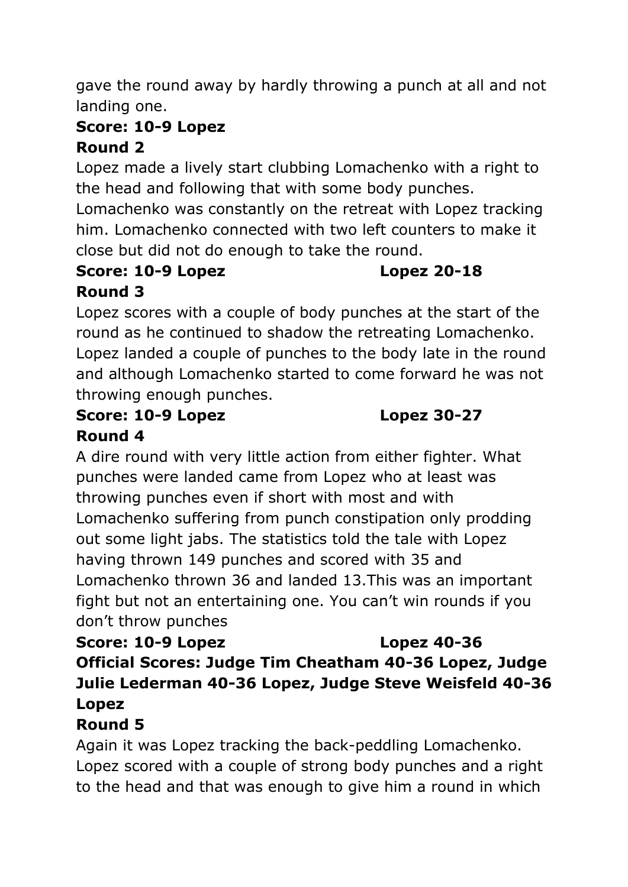gave the round away by hardly throwing a punch at all and not landing one.

**Score: 10-9 Lopez**

**Round 2**

Lopez made a lively start clubbing Lomachenko with a right to the head and following that with some body punches. Lomachenko was constantly on the retreat with Lopez tracking him. Lomachenko connected with two left counters to make it close but did not do enough to take the round.

**Score: 10-9 Lopez Lopez 20-18**

**Round 3**

Lopez scores with a couple of body punches at the start of the round as he continued to shadow the retreating Lomachenko. Lopez landed a couple of punches to the body late in the round and although Lomachenko started to come forward he was not throwing enough punches.

**Score: 10-9 Lopez Lopez 30-27**

**Round 4**

A dire round with very little action from either fighter. What punches were landed came from Lopez who at least was throwing punches even if short with most and with Lomachenko suffering from punch constipation only prodding out some light jabs. The statistics told the tale with Lopez having thrown 149 punches and scored with 35 and Lomachenko thrown 36 and landed 13.This was an important fight but not an entertaining one. You can't win rounds if you don't throw punches

**Score: 10-9 Lopez Lopez 40-36**

**Official Scores: Judge Tim Cheatham 40-36 Lopez, Judge Julie Lederman 40-36 Lopez, Judge Steve Weisfeld 40-36 Lopez**

**Round 5**

Again it was Lopez tracking the back-peddling Lomachenko. Lopez scored with a couple of strong body punches and a right to the head and that was enough to give him a round in which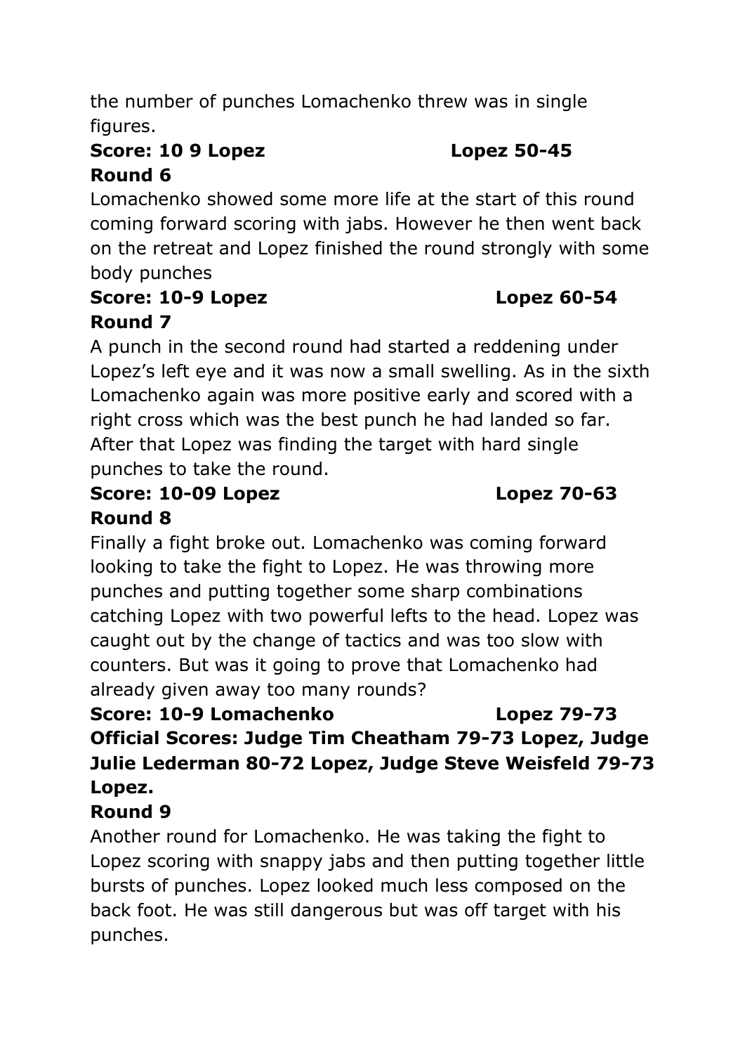the number of punches Lomachenko threw was in single figures.

**Score: 10 9 Lopez Lopez 50-45**

**Round 6**

Lomachenko showed some more life at the start of this round coming forward scoring with jabs. However he then went back on the retreat and Lopez finished the round strongly with some body punches

**Score: 10-9 Lopez Lopez 60-54**

**Round 7**

A punch in the second round had started a reddening under Lopez's left eye and it was now a small swelling. As in the sixth Lomachenko again was more positive early and scored with a right cross which was the best punch he had landed so far. After that Lopez was finding the target with hard single punches to take the round.

**Score: 10-09 Lopez Lopez 70-63**

**Round 8**

Finally a fight broke out. Lomachenko was coming forward looking to take the fight to Lopez. He was throwing more punches and putting together some sharp combinations catching Lopez with two powerful lefts to the head. Lopez was caught out by the change of tactics and was too slow with counters. But was it going to prove that Lomachenko had already given away too many rounds?

**Score: 10-9 Lomachenko Lopez 79-73**

**Official Scores: Judge Tim Cheatham 79-73 Lopez, Judge Julie Lederman 80-72 Lopez, Judge Steve Weisfeld 79-73 Lopez.**

**Round 9**

Another round for Lomachenko. He was taking the fight to Lopez scoring with snappy jabs and then putting together little bursts of punches. Lopez looked much less composed on the back foot. He was still dangerous but was off target with his punches.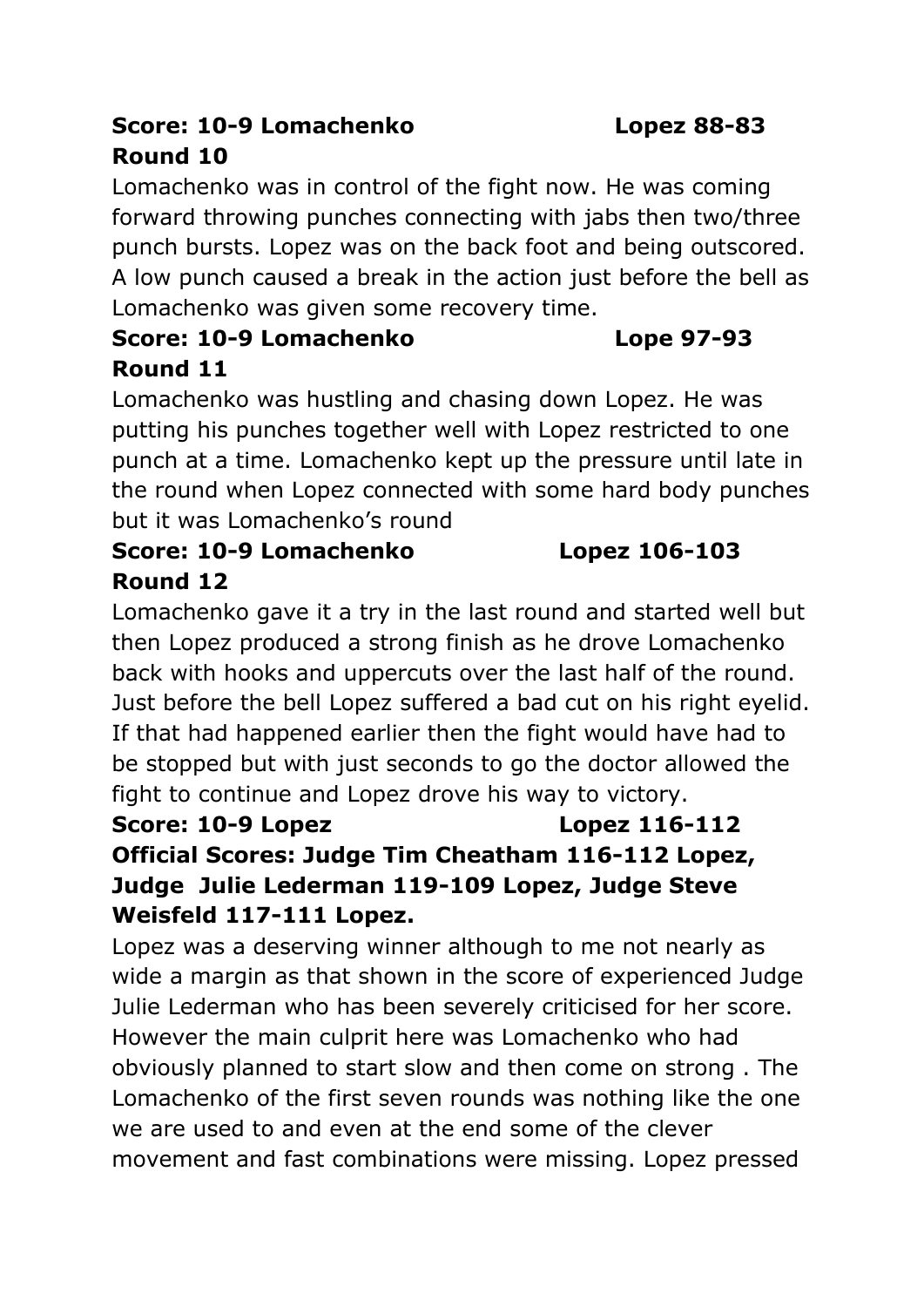**Score: 10-9 Lomachenko Lopez 88-83**

**Round 10**

Lomachenko was in control of the fight now. He was coming forward throwing punches connecting with jabs then two/three punch bursts. Lopez was on the back foot and being outscored. A low punch caused a break in the action just before the bell as Lomachenko was given some recovery time.

**Score: 10-9 Lomachenko Lope 97-93**

**Round 11**

Lomachenko was hustling and chasing down Lopez. He was putting his punches together well with Lopez restricted to one punch at a time. Lomachenko kept up the pressure until late in the round when Lopez connected with some hard body punches but it was Lomachenko's round

**Score: 10-9 Lomachenko Lopez 106-103**

**Round 12**

Lomachenko gave it a try in the last round and started well but then Lopez produced a strong finish as he drove Lomachenko back with hooks and uppercuts over the last half of the round. Just before the bell Lopez suffered a bad cut on his right eyelid. If that had happened earlier then the fight would have had to be stopped but with just seconds to go the doctor allowed the fight to continue and Lopez drove his way to victory.

**Score: 10-9 Lopez Lopez 116-112**

**Official Scores: Judge Tim Cheatham 116-112 Lopez, Judge Julie Lederman 119-109 Lopez, Judge Steve Weisfeld 117-111 Lopez.**

Lopez was a deserving winner although to me not nearly as wide a margin as that shown in the score of experienced Judge Julie Lederman who has been severely criticised for her score. However the main culprit here was Lomachenko who had obviously planned to start slow and then come on strong . The Lomachenko of the first seven rounds was nothing like the one we are used to and even at the end some of the clever movement and fast combinations were missing. Lopez pressed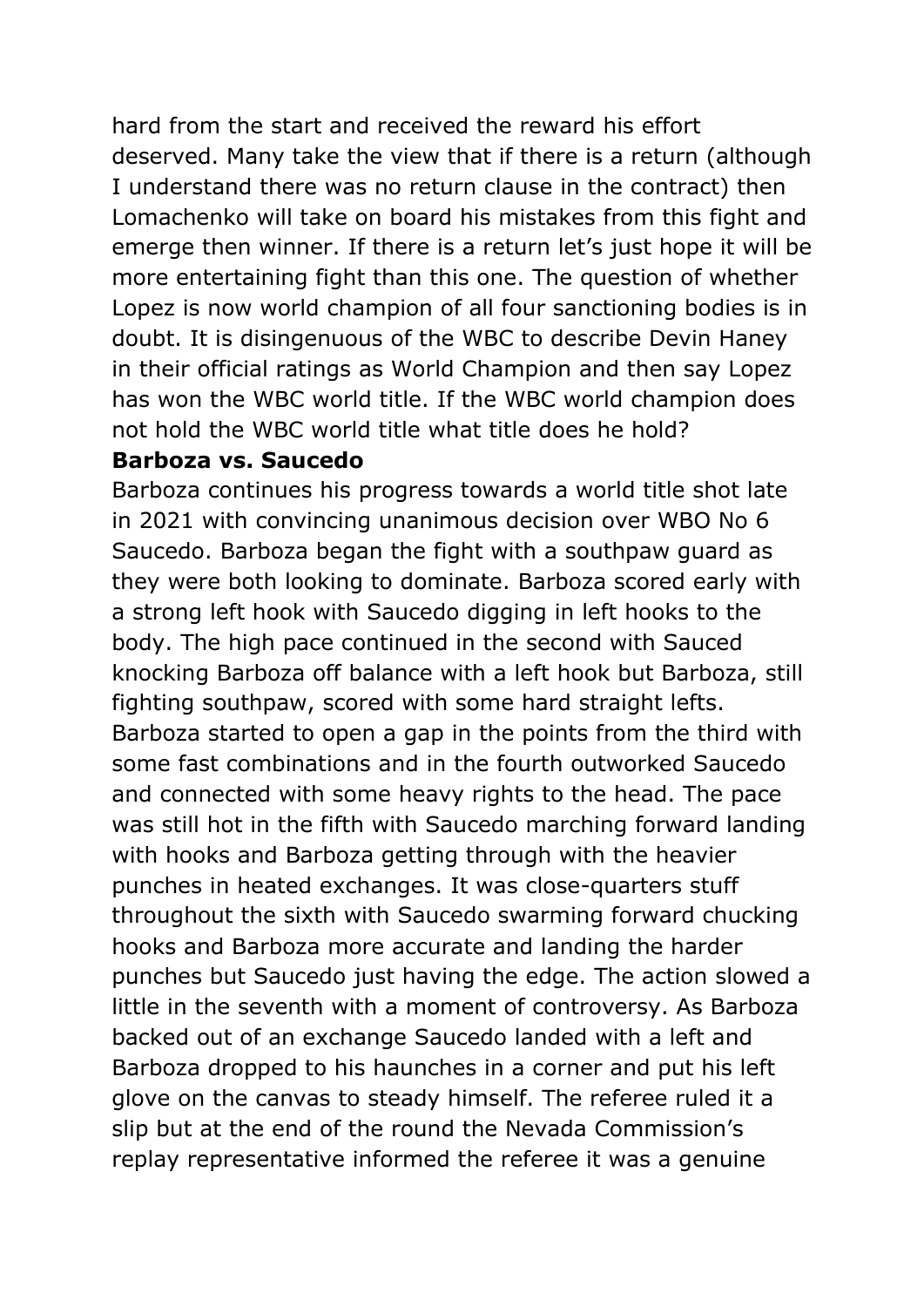hard from the start and received the reward his effort deserved. Many take the view that if there is a return (although I understand there was no return clause in the contract) then Lomachenko will take on board his mistakes from this fight and emerge then winner. If there is a return let's just hope it will be more entertaining fight than this one. The question of whether Lopez is now world champion of all four sanctioning bodies is in doubt. It is disingenuous of the WBC to describe Devin Haney in their official ratings as World Champion and then say Lopez has won the WBC world title. If the WBC world champion does not hold the WBC world title what title does he hold?

**Barboza vs. Saucedo**

Barboza continues his progress towards a world title shot late in 2021 with convincing unanimous decision over WBO No 6 Saucedo. Barboza began the fight with a southpaw guard as they were both looking to dominate. Barboza scored early with a strong left hook with Saucedo digging in left hooks to the body. The high pace continued in the second with Sauced knocking Barboza off balance with a left hook but Barboza, still fighting southpaw, scored with some hard straight lefts. Barboza started to open a gap in the points from the third with some fast combinations and in the fourth outworked Saucedo and connected with some heavy rights to the head. The pace was still hot in the fifth with Saucedo marching forward landing with hooks and Barboza getting through with the heavier punches in heated exchanges. It was close-quarters stuff throughout the sixth with Saucedo swarming forward chucking hooks and Barboza more accurate and landing the harder punches but Saucedo just having the edge. The action slowed a little in the seventh with a moment of controversy. As Barboza backed out of an exchange Saucedo landed with a left and Barboza dropped to his haunches in a corner and put his left glove on the canvas to steady himself. The referee ruled it a slip but at the end of the round the Nevada Commission's replay representative informed the referee it was a genuine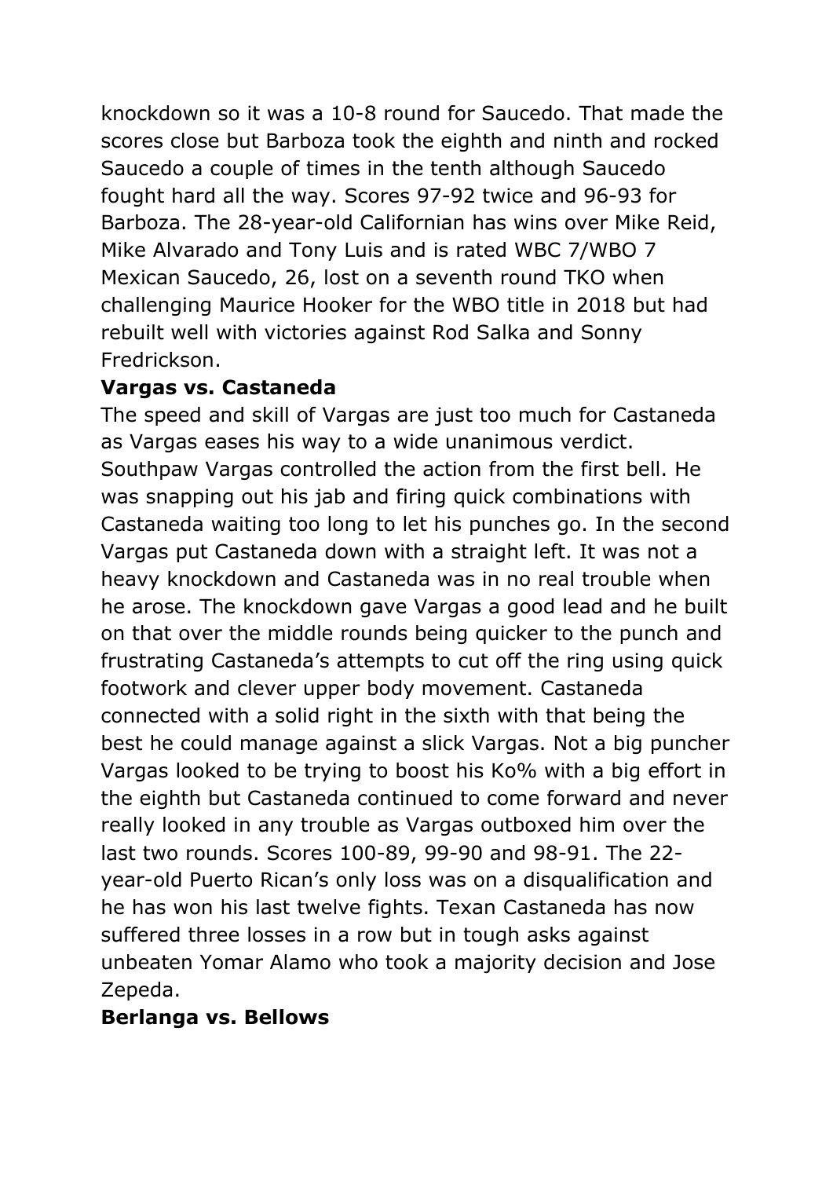knockdown so it was a 10-8 round for Saucedo. That made the scores close but Barboza took the eighth and ninth and rocked Saucedo a couple of times in the tenth although Saucedo fought hard all the way. Scores 97-92 twice and 96-93 for Barboza. The 28-year-old Californian has wins over Mike Reid, Mike Alvarado and Tony Luis and is rated WBC 7/WBO 7 Mexican Saucedo, 26, lost on a seventh round TKO when challenging Maurice Hooker for the WBO title in 2018 but had rebuilt well with victories against Rod Salka and Sonny Fredrickson.

**Vargas vs. Castaneda**

The speed and skill of Vargas are just too much for Castaneda as Vargas eases his way to a wide unanimous verdict. Southpaw Vargas controlled the action from the first bell. He was snapping out his jab and firing quick combinations with Castaneda waiting too long to let his punches go. In the second Vargas put Castaneda down with a straight left. It was not a heavy knockdown and Castaneda was in no real trouble when he arose. The knockdown gave Vargas a good lead and he built on that over the middle rounds being quicker to the punch and frustrating Castaneda's attempts to cut off the ring using quick footwork and clever upper body movement. Castaneda connected with a solid right in the sixth with that being the best he could manage against a slick Vargas. Not a big puncher Vargas looked to be trying to boost his Ko% with a big effort in the eighth but Castaneda continued to come forward and never really looked in any trouble as Vargas outboxed him over the last two rounds. Scores 100-89, 99-90 and 98-91. The 22-year-old Puerto Rican's only loss was on a disqualification and he has won his last twelve fights. Texan Castaneda has now suffered three losses in a row but in tough asks against unbeaten Yomar Alamo who took a majority decision and Jose Zepeda.

**Berlanga vs. Bellows**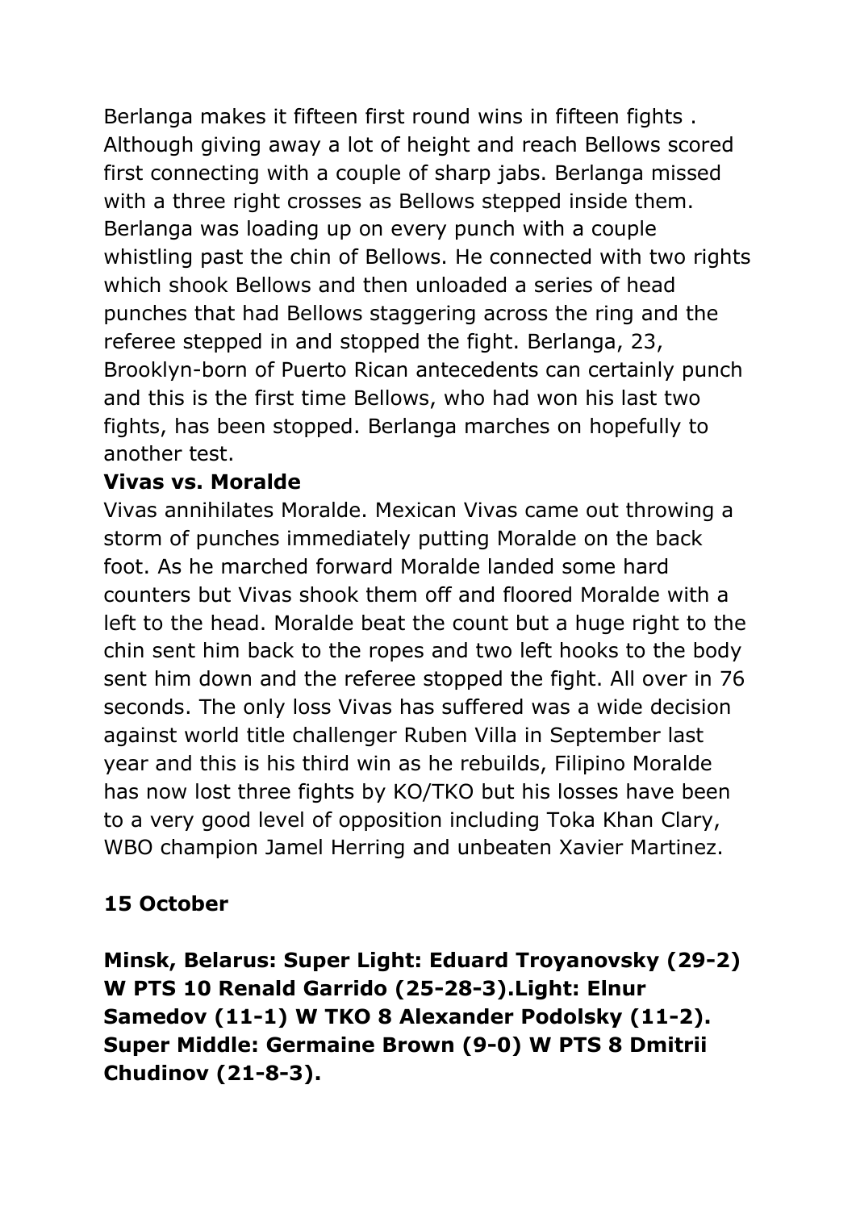Berlanga makes it fifteen first round wins in fifteen fights . Although giving away a lot of height and reach Bellows scored first connecting with a couple of sharp jabs. Berlanga missed with a three right crosses as Bellows stepped inside them. Berlanga was loading up on every punch with a couple whistling past the chin of Bellows. He connected with two rights which shook Bellows and then unloaded a series of head punches that had Bellows staggering across the ring and the referee stepped in and stopped the fight. Berlanga, 23, Brooklyn-born of Puerto Rican antecedents can certainly punch and this is the first time Bellows, who had won his last two fights, has been stopped. Berlanga marches on hopefully to another test.

**Vivas vs. Moralde**

Vivas annihilates Moralde. Mexican Vivas came out throwing a storm of punches immediately putting Moralde on the back foot. As he marched forward Moralde landed some hard counters but Vivas shook them off and floored Moralde with a left to the head. Moralde beat the count but a huge right to the chin sent him back to the ropes and two left hooks to the body sent him down and the referee stopped the fight. All over in 76 seconds. The only loss Vivas has suffered was a wide decision against world title challenger Ruben Villa in September last year and this is his third win as he rebuilds, Filipino Moralde has now lost three fights by KO/TKO but his losses have been to a very good level of opposition including Toka Khan Clary, WBO champion Jamel Herring and unbeaten Xavier Martinez.

**15 October**

**Minsk, Belarus: Super Light: Eduard Troyanovsky (29-2) W PTS 10 Renald Garrido (25-28-3).Light: Elnur Samedov (11-1) W TKO 8 Alexander Podolsky (11-2). Super Middle: Germaine Brown (9-0) W PTS 8 Dmitrii Chudinov (21-8-3).**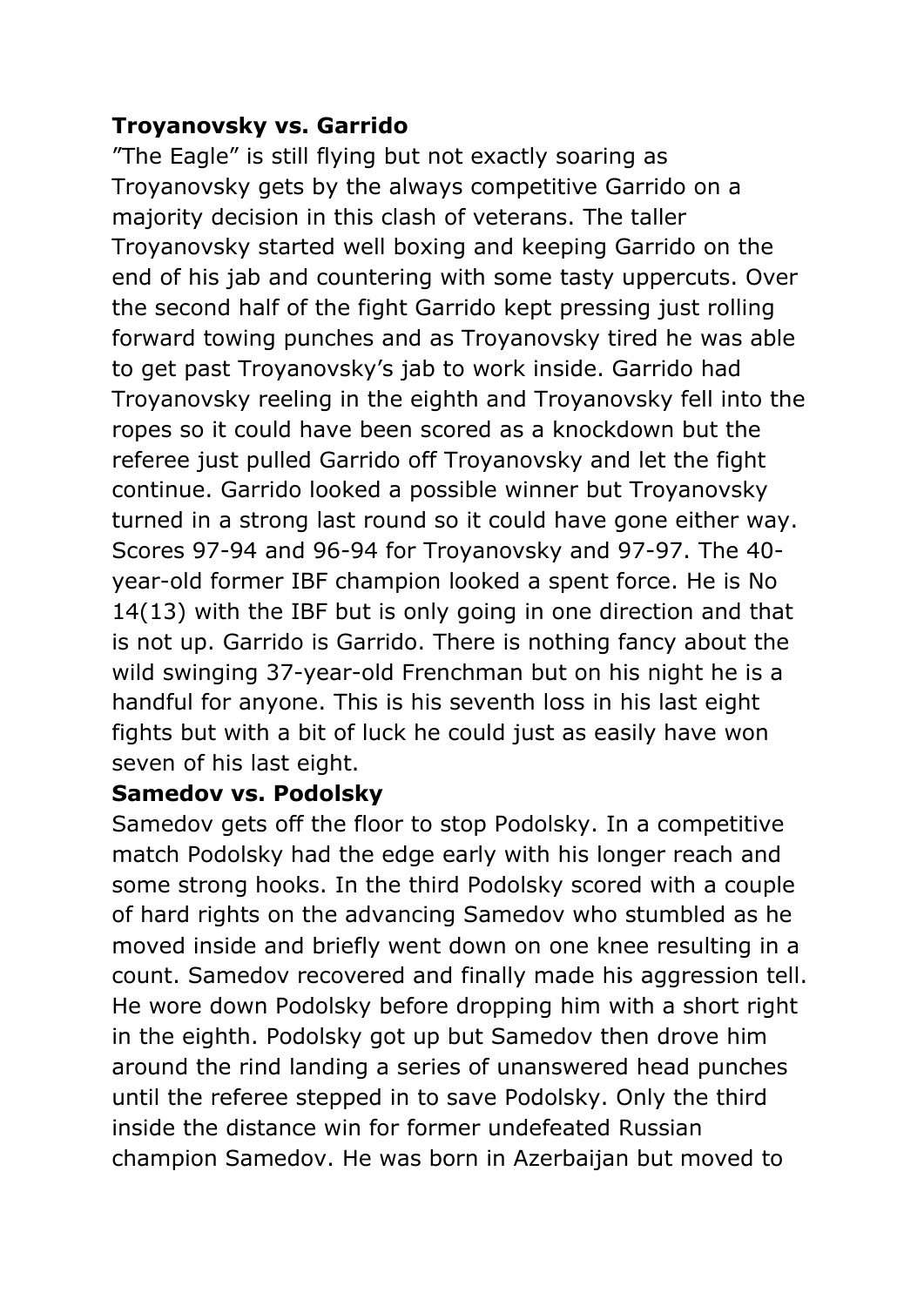**Troyanovsky vs. Garrido**

"The Eagle" is still flying but not exactly soaring as Troyanovsky gets by the always competitive Garrido on a majority decision in this clash of veterans. The taller Troyanovsky started well boxing and keeping Garrido on the end of his jab and countering with some tasty uppercuts. Over the second half of the fight Garrido kept pressing just rolling forward towing punches and as Troyanovsky tired he was able to get past Troyanovsky's jab to work inside. Garrido had Troyanovsky reeling in the eighth and Troyanovsky fell into the ropes so it could have been scored as a knockdown but the referee just pulled Garrido off Troyanovsky and let the fight continue. Garrido looked a possible winner but Troyanovsky turned in a strong last round so it could have gone either way. Scores 97-94 and 96-94 for Troyanovsky and 97-97. The 40-year-old former IBF champion looked a spent force. He is No 14(13) with the IBF but is only going in one direction and that is not up. Garrido is Garrido. There is nothing fancy about the wild swinging 37-year-old Frenchman but on his night he is a handful for anyone. This is his seventh loss in his last eight fights but with a bit of luck he could just as easily have won seven of his last eight.

**Samedov vs. Podolsky**

Samedov gets off the floor to stop Podolsky. In a competitive match Podolsky had the edge early with his longer reach and some strong hooks. In the third Podolsky scored with a couple of hard rights on the advancing Samedov who stumbled as he moved inside and briefly went down on one knee resulting in a count. Samedov recovered and finally made his aggression tell. He wore down Podolsky before dropping him with a short right in the eighth. Podolsky got up but Samedov then drove him around the rind landing a series of unanswered head punches until the referee stepped in to save Podolsky. Only the third inside the distance win for former undefeated Russian champion Samedov. He was born in Azerbaijan but moved to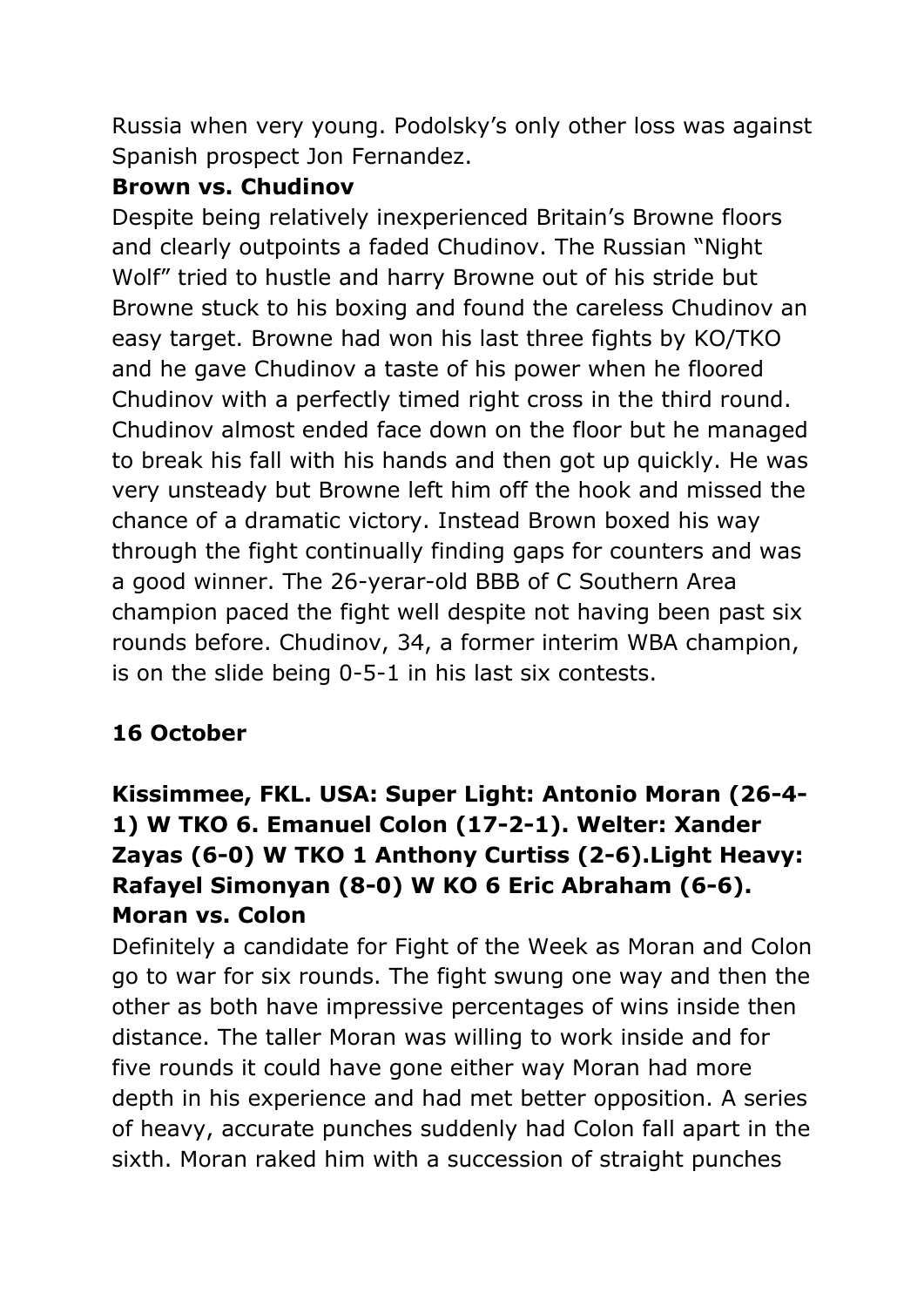Russia when very young. Podolsky's only other loss was against Spanish prospect Jon Fernandez.

**Brown vs. Chudinov**

Despite being relatively inexperienced Britain's Browne floors and clearly outpoints a faded Chudinov. The Russian "Night Wolf" tried to hustle and harry Browne out of his stride but Browne stuck to his boxing and found the careless Chudinov an easy target. Browne had won his last three fights by KO/TKO and he gave Chudinov a taste of his power when he floored Chudinov with a perfectly timed right cross in the third round. Chudinov almost ended face down on the floor but he managed to break his fall with his hands and then got up quickly. He was very unsteady but Browne left him off the hook and missed the chance of a dramatic victory. Instead Brown boxed his way through the fight continually finding gaps for counters and was a good winner. The 26-yerar-old BBB of C Southern Area champion paced the fight well despite not having been past six rounds before. Chudinov, 34, a former interim WBA champion, is on the slide being 0-5-1 in his last six contests.

**16 October**

**Kissimmee, FKL. USA: Super Light: Antonio Moran (26-4-1) W TKO 6. Emanuel Colon (17-2-1). Welter: Xander Zayas (6-0) W TKO 1 Anthony Curtiss (2-6).Light Heavy: Rafayel Simonyan (8-0) W KO 6 Eric Abraham (6-6).**

**Moran vs. Colon**

Definitely a candidate for Fight of the Week as Moran and Colon go to war for six rounds. The fight swung one way and then the other as both have impressive percentages of wins inside then distance. The taller Moran was willing to work inside and for five rounds it could have gone either way Moran had more depth in his experience and had met better opposition. A series of heavy, accurate punches suddenly had Colon fall apart in the sixth. Moran raked him with a succession of straight punches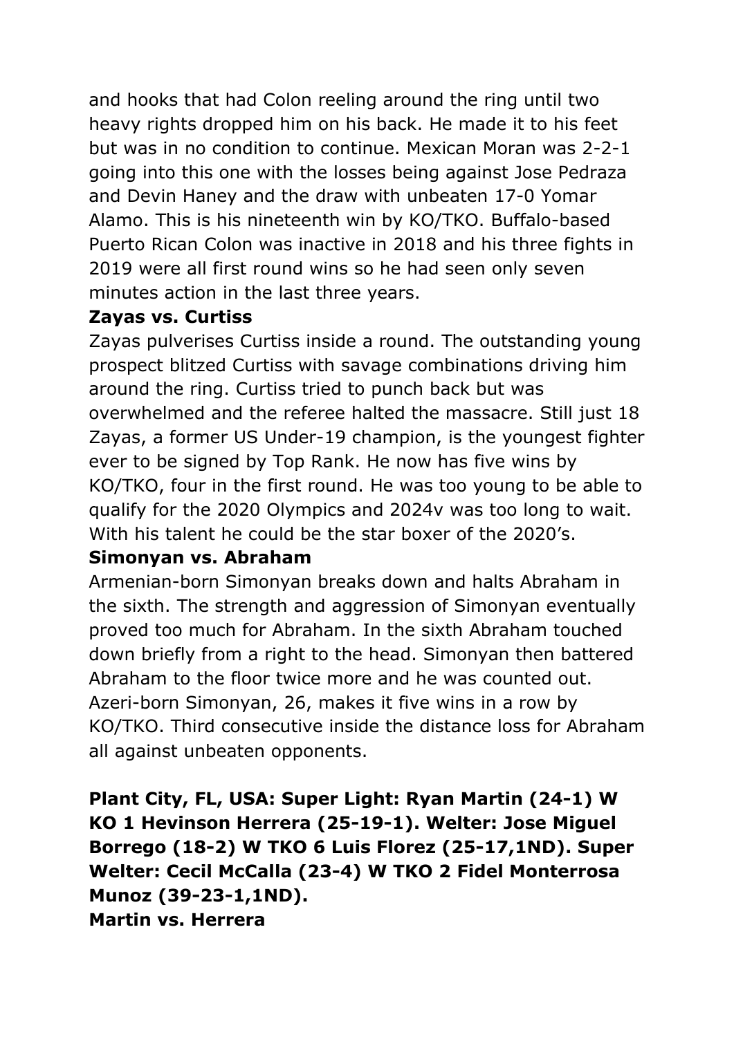and hooks that had Colon reeling around the ring until two heavy rights dropped him on his back. He made it to his feet but was in no condition to continue. Mexican Moran was 2-2-1 going into this one with the losses being against Jose Pedraza and Devin Haney and the draw with unbeaten 17-0 Yomar Alamo. This is his nineteenth win by KO/TKO. Buffalo-based Puerto Rican Colon was inactive in 2018 and his three fights in 2019 were all first round wins so he had seen only seven minutes action in the last three years.

**Zayas vs. Curtiss**

Zayas pulverises Curtiss inside a round. The outstanding young prospect blitzed Curtiss with savage combinations driving him around the ring. Curtiss tried to punch back but was overwhelmed and the referee halted the massacre. Still just 18 Zayas, a former US Under-19 champion, is the youngest fighter ever to be signed by Top Rank. He now has five wins by KO/TKO, four in the first round. He was too young to be able to qualify for the 2020 Olympics and 2024v was too long to wait. With his talent he could be the star boxer of the 2020's.

**Simonyan vs. Abraham**

Armenian-born Simonyan breaks down and halts Abraham in the sixth. The strength and aggression of Simonyan eventually proved too much for Abraham. In the sixth Abraham touched down briefly from a right to the head. Simonyan then battered Abraham to the floor twice more and he was counted out. Azeri-born Simonyan, 26, makes it five wins in a row by KO/TKO. Third consecutive inside the distance loss for Abraham all against unbeaten opponents.

**Plant City, FL, USA: Super Light: Ryan Martin (24-1) W KO 1 Hevinson Herrera (25-19-1). Welter: Jose Miguel Borrego (18-2) W TKO 6 Luis Florez (25-17,1ND). Super Welter: Cecil McCalla (23-4) W TKO 2 Fidel Monterrosa Munoz (39-23-1,1ND).**

**Martin vs. Herrera**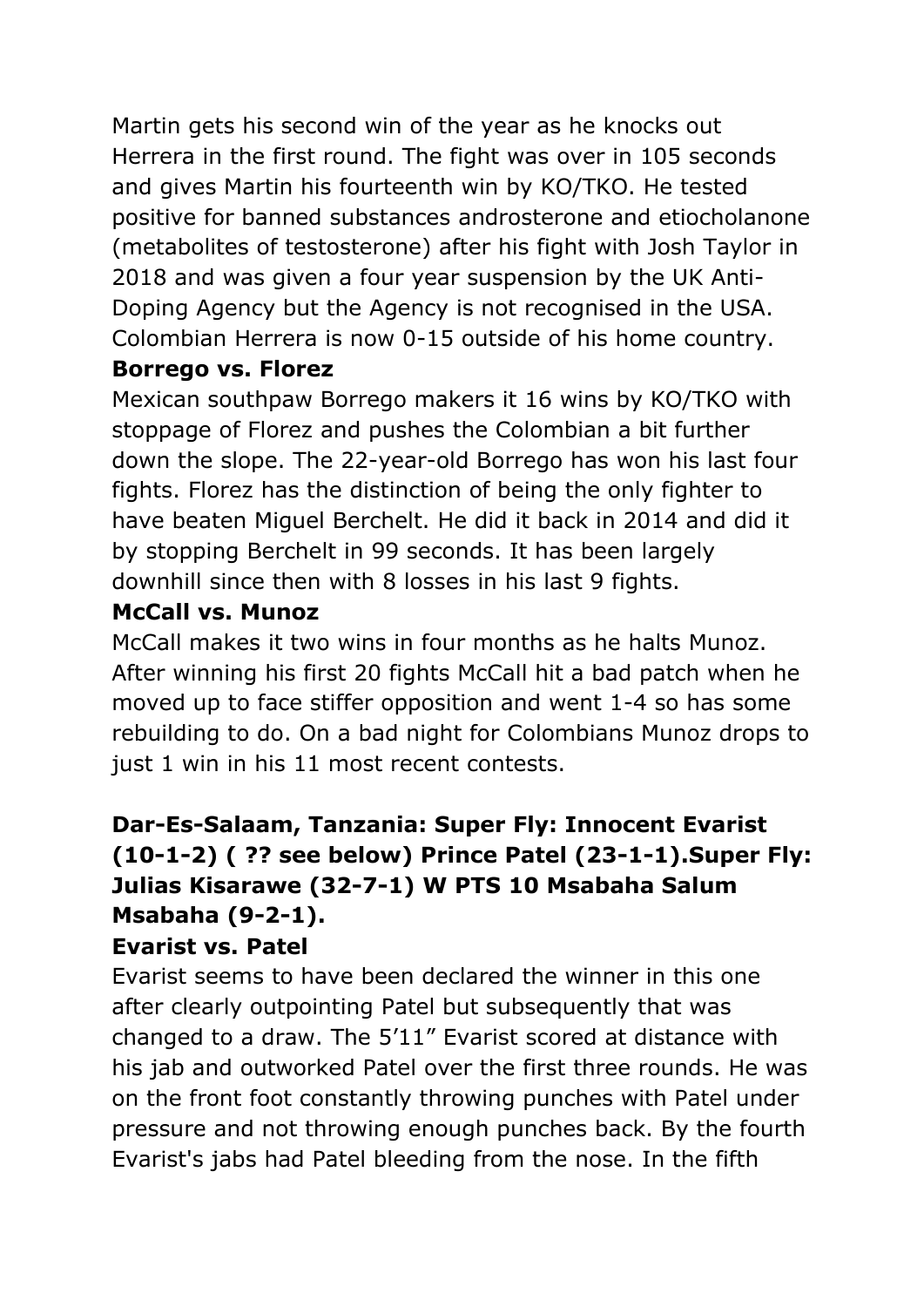Martin gets his second win of the year as he knocks out Herrera in the first round. The fight was over in 105 seconds and gives Martin his fourteenth win by KO/TKO. He tested positive for banned substances androsterone and etiocholanone (metabolites of testosterone) after his fight with Josh Taylor in 2018 and was given a four year suspension by the UK Anti-Doping Agency but the Agency is not recognised in the USA. Colombian Herrera is now 0-15 outside of his home country.

**Borrego vs. Florez**

Mexican southpaw Borrego makers it 16 wins by KO/TKO with stoppage of Florez and pushes the Colombian a bit further down the slope. The 22-year-old Borrego has won his last four fights. Florez has the distinction of being the only fighter to have beaten Miguel Berchelt. He did it back in 2014 and did it by stopping Berchelt in 99 seconds. It has been largely downhill since then with 8 losses in his last 9 fights.

**McCall vs. Munoz**

McCall makes it two wins in four months as he halts Munoz. After winning his first 20 fights McCall hit a bad patch when he moved up to face stiffer opposition and went 1-4 so has some rebuilding to do. On a bad night for Colombians Munoz drops to just 1 win in his 11 most recent contests.

**Dar-Es-Salaam, Tanzania: Super Fly: Innocent Evarist (10-1-2) ( ?? see below) Prince Patel (23-1-1).Super Fly: Julias Kisarawe (32-7-1) W PTS 10 Msabaha Salum Msabaha (9-2-1).**

**Evarist vs. Patel**

Evarist seems to have been declared the winner in this one after clearly outpointing Patel but subsequently that was changed to a draw. The 5'11" Evarist scored at distance with his jab and outworked Patel over the first three rounds. He was on the front foot constantly throwing punches with Patel under pressure and not throwing enough punches back. By the fourth Evarist's jabs had Patel bleeding from the nose. In the fifth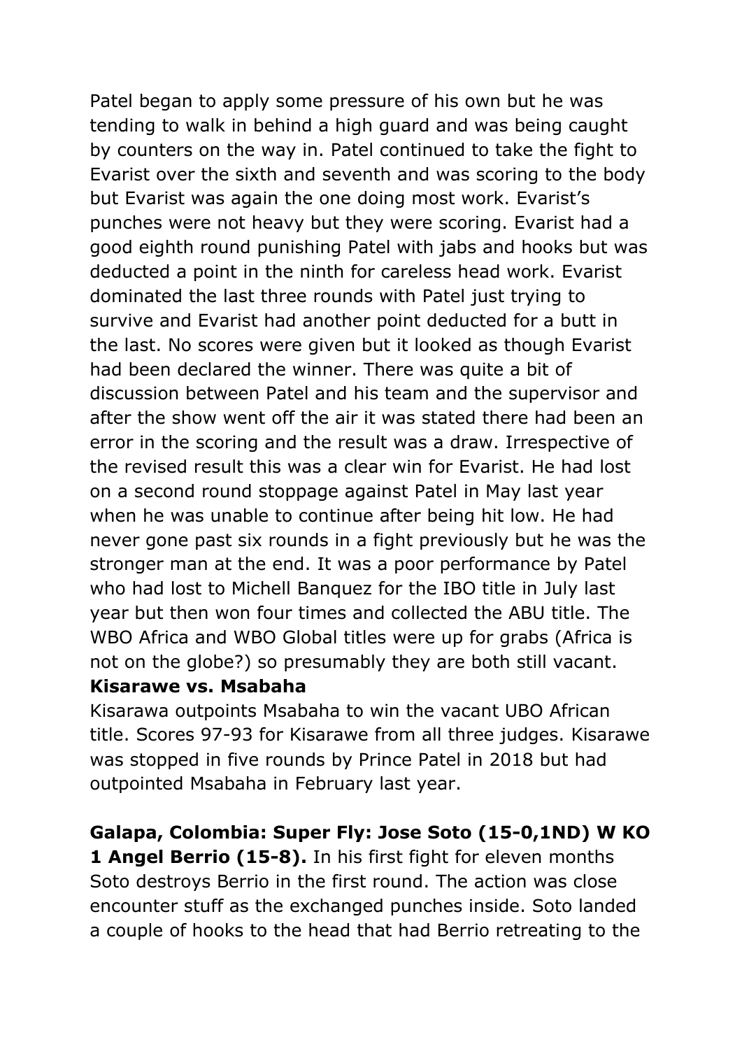Patel began to apply some pressure of his own but he was tending to walk in behind a high guard and was being caught by counters on the way in. Patel continued to take the fight to Evarist over the sixth and seventh and was scoring to the body but Evarist was again the one doing most work. Evarist's punches were not heavy but they were scoring. Evarist had a good eighth round punishing Patel with jabs and hooks but was deducted a point in the ninth for careless head work. Evarist dominated the last three rounds with Patel just trying to survive and Evarist had another point deducted for a butt in the last. No scores were given but it looked as though Evarist had been declared the winner. There was quite a bit of discussion between Patel and his team and the supervisor and after the show went off the air it was stated there had been an error in the scoring and the result was a draw. Irrespective of the revised result this was a clear win for Evarist. He had lost on a second round stoppage against Patel in May last year when he was unable to continue after being hit low. He had never gone past six rounds in a fight previously but he was the stronger man at the end. It was a poor performance by Patel who had lost to Michell Banquez for the IBO title in July last year but then won four times and collected the ABU title. The WBO Africa and WBO Global titles were up for grabs (Africa is not on the globe?) so presumably they are both still vacant.

**Kisarawe vs. Msabaha**

Kisarawa outpoints Msabaha to win the vacant UBO African title. Scores 97-93 for Kisarawe from all three judges. Kisarawe was stopped in five rounds by Prince Patel in 2018 but had outpointed Msabaha in February last year.

**Galapa, Colombia: Super Fly: Jose Soto (15-0,1ND) W KO 1 Angel Berrio (15-8).** In his first fight for eleven months Soto destroys Berrio in the first round. The action was close encounter stuff as the exchanged punches inside. Soto landed a couple of hooks to the head that had Berrio retreating to the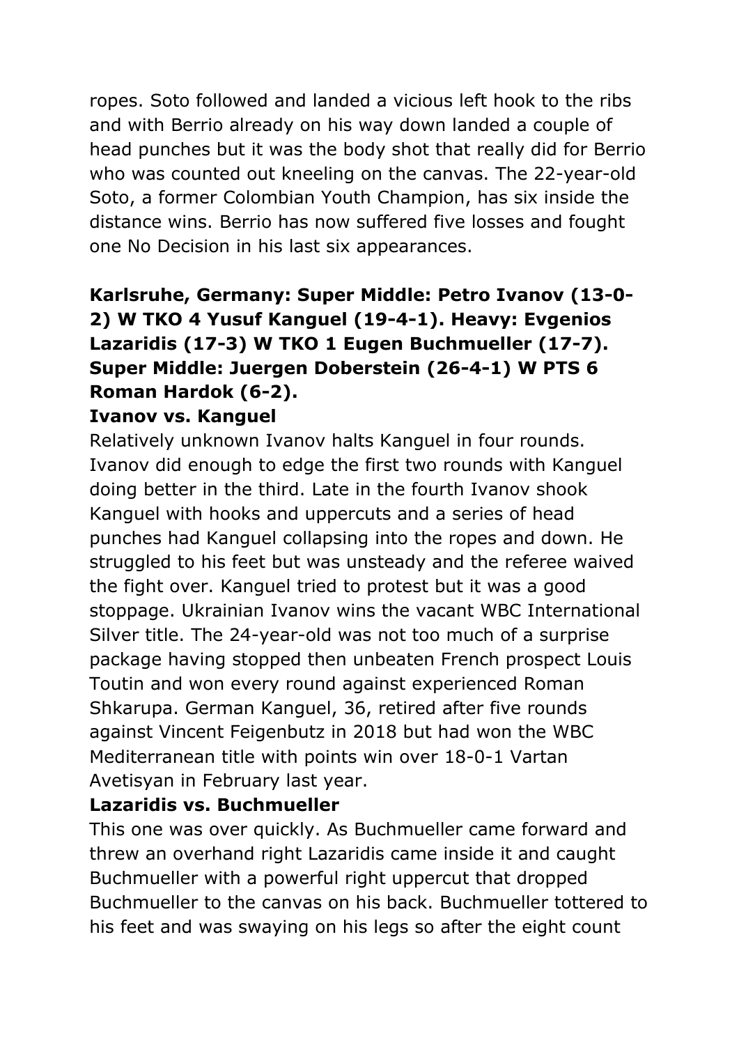ropes. Soto followed and landed a vicious left hook to the ribs and with Berrio already on his way down landed a couple of head punches but it was the body shot that really did for Berrio who was counted out kneeling on the canvas. The 22-year-old Soto, a former Colombian Youth Champion, has six inside the distance wins. Berrio has now suffered five losses and fought one No Decision in his last six appearances.

**Karlsruhe, Germany: Super Middle: Petro Ivanov (13-0-2) W TKO 4 Yusuf Kanguel (19-4-1). Heavy: Evgenios Lazaridis (17-3) W TKO 1 Eugen Buchmueller (17-7). Super Middle: Juergen Doberstein (26-4-1) W PTS 6 Roman Hardok (6-2).**

**Ivanov vs. Kanguel**

Relatively unknown Ivanov halts Kanguel in four rounds. Ivanov did enough to edge the first two rounds with Kanguel doing better in the third. Late in the fourth Ivanov shook Kanguel with hooks and uppercuts and a series of head punches had Kanguel collapsing into the ropes and down. He struggled to his feet but was unsteady and the referee waived the fight over. Kanguel tried to protest but it was a good stoppage. Ukrainian Ivanov wins the vacant WBC International Silver title. The 24-year-old was not too much of a surprise package having stopped then unbeaten French prospect Louis Toutin and won every round against experienced Roman Shkarupa. German Kanguel, 36, retired after five rounds against Vincent Feigenbutz in 2018 but had won the WBC Mediterranean title with points win over 18-0-1 Vartan Avetisyan in February last year.

**Lazaridis vs. Buchmueller**

This one was over quickly. As Buchmueller came forward and threw an overhand right Lazaridis came inside it and caught Buchmueller with a powerful right uppercut that dropped Buchmueller to the canvas on his back. Buchmueller tottered to his feet and was swaying on his legs so after the eight count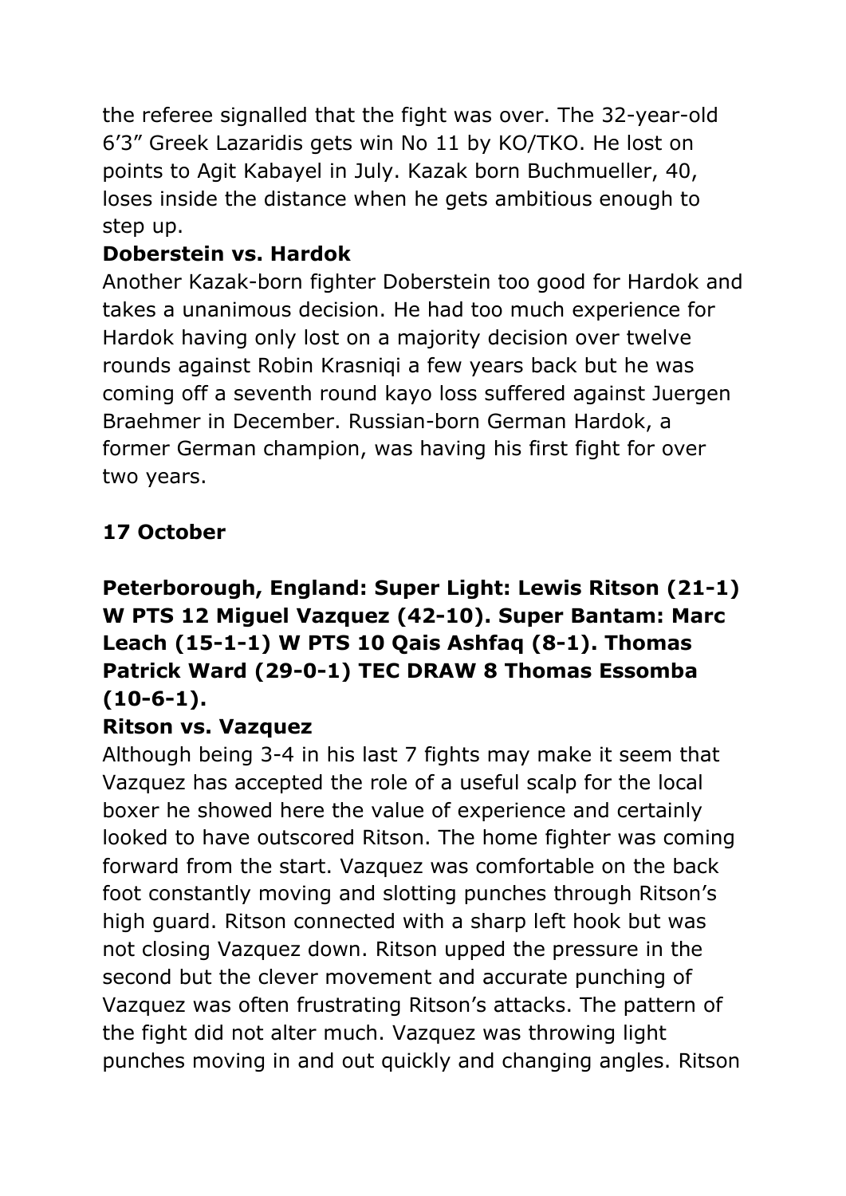the referee signalled that the fight was over. The 32-year-old 6'3" Greek Lazaridis gets win No 11 by KO/TKO. He lost on points to Agit Kabayel in July. Kazak born Buchmueller, 40, loses inside the distance when he gets ambitious enough to step up.

**Doberstein vs. Hardok**

Another Kazak-born fighter Doberstein too good for Hardok and takes a unanimous decision. He had too much experience for Hardok having only lost on a majority decision over twelve rounds against Robin Krasniqi a few years back but he was coming off a seventh round kayo loss suffered against Juergen Braehmer in December. Russian-born German Hardok, a former German champion, was having his first fight for over two years.

## 17 October

**Peterborough, England: Super Light: Lewis Ritson (21-1) W PTS 12 Miguel Vazquez (42-10). Super Bantam: Marc Leach (15-1-1) W PTS 10 Qais Ashfaq (8-1). Thomas Patrick Ward (29-0-1) TEC DRAW 8 Thomas Essomba (10-6-1).**

**Ritson vs. Vazquez**

Although being 3-4 in his last 7 fights may make it seem that Vazquez has accepted the role of a useful scalp for the local boxer he showed here the value of experience and certainly looked to have outscored Ritson. The home fighter was coming forward from the start. Vazquez was comfortable on the back foot constantly moving and slotting punches through Ritson's high guard. Ritson connected with a sharp left hook but was not closing Vazquez down. Ritson upped the pressure in the second but the clever movement and accurate punching of Vazquez was often frustrating Ritson's attacks. The pattern of the fight did not alter much. Vazquez was throwing light punches moving in and out quickly and changing angles. Ritson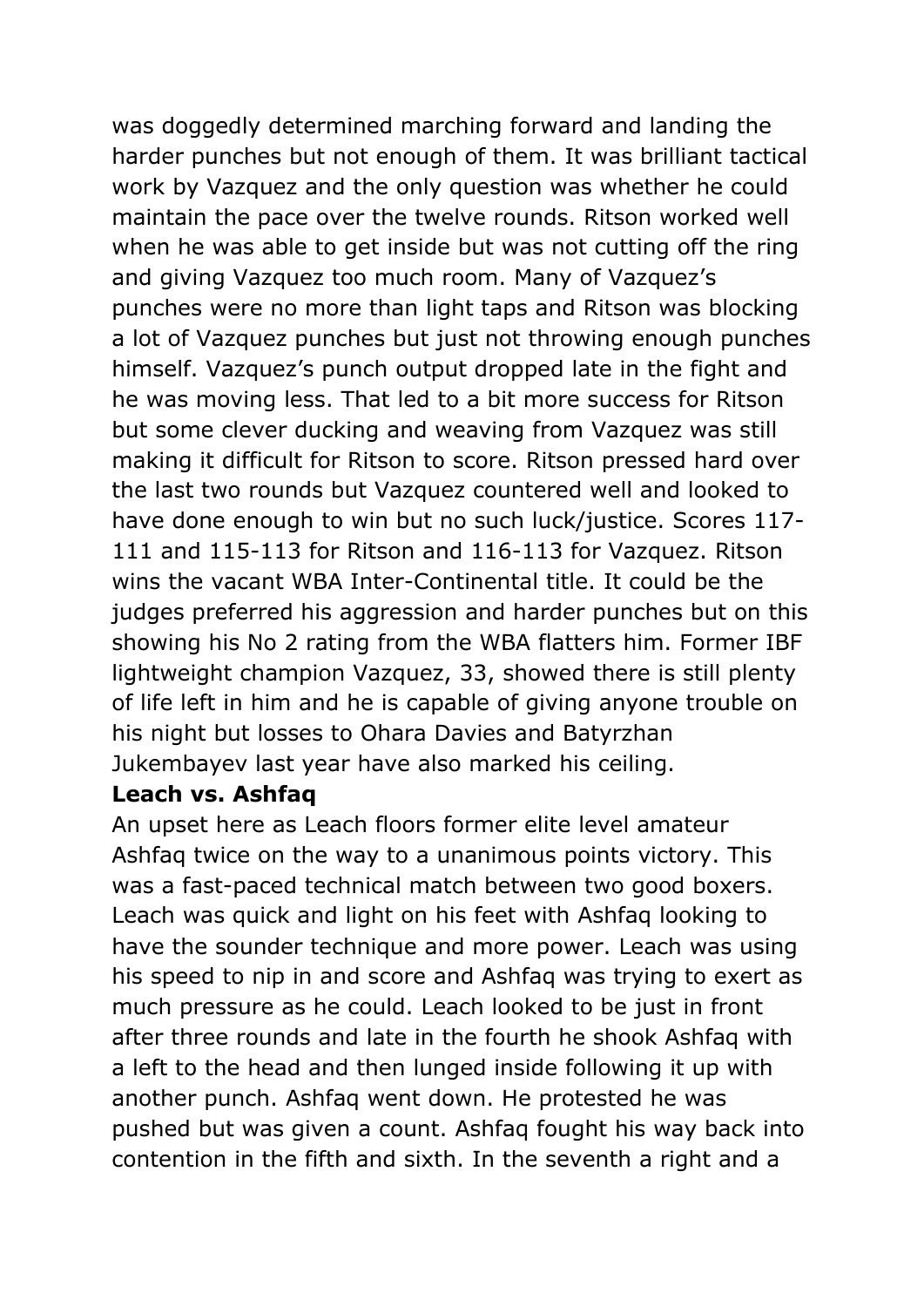was doggedly determined marching forward and landing the harder punches but not enough of them. It was brilliant tactical work by Vazquez and the only question was whether he could maintain the pace over the twelve rounds. Ritson worked well when he was able to get inside but was not cutting off the ring and giving Vazquez too much room. Many of Vazquez's punches were no more than light taps and Ritson was blocking a lot of Vazquez punches but just not throwing enough punches himself. Vazquez's punch output dropped late in the fight and he was moving less. That led to a bit more success for Ritson but some clever ducking and weaving from Vazquez was still making it difficult for Ritson to score. Ritson pressed hard over the last two rounds but Vazquez countered well and looked to have done enough to win but no such luck/justice. Scores 117-111 and 115-113 for Ritson and 116-113 for Vazquez. Ritson wins the vacant WBA Inter-Continental title. It could be the judges preferred his aggression and harder punches but on this showing his No 2 rating from the WBA flatters him. Former IBF lightweight champion Vazquez, 33, showed there is still plenty of life left in him and he is capable of giving anyone trouble on his night but losses to Ohara Davies and Batyrzhan Jukembayev last year have also marked his ceiling.

**Leach vs. Ashfaq**

An upset here as Leach floors former elite level amateur Ashfaq twice on the way to a unanimous points victory. This was a fast-paced technical match between two good boxers. Leach was quick and light on his feet with Ashfaq looking to have the sounder technique and more power. Leach was using his speed to nip in and score and Ashfaq was trying to exert as much pressure as he could. Leach looked to be just in front after three rounds and late in the fourth he shook Ashfaq with a left to the head and then lunged inside following it up with another punch. Ashfaq went down. He protested he was pushed but was given a count. Ashfaq fought his way back into contention in the fifth and sixth. In the seventh a right and a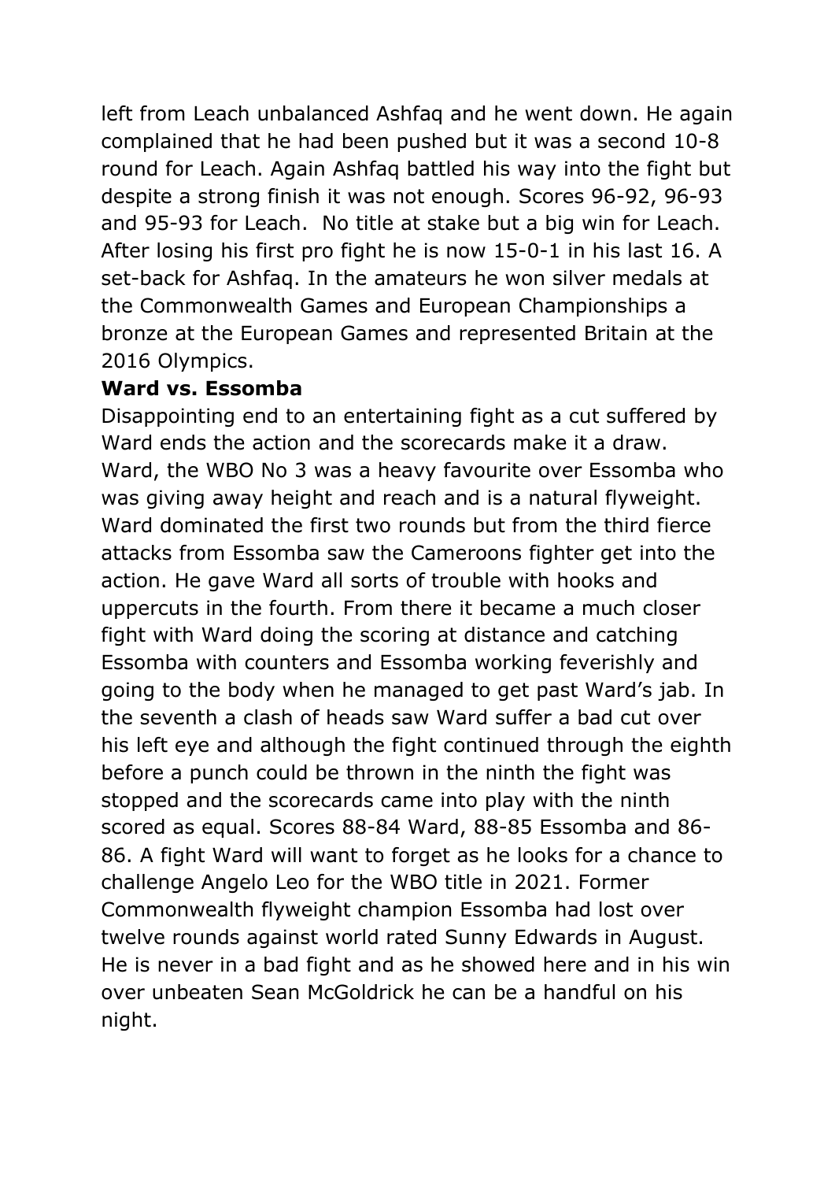left from Leach unbalanced Ashfaq and he went down. He again complained that he had been pushed but it was a second 10-8 round for Leach. Again Ashfaq battled his way into the fight but despite a strong finish it was not enough. Scores 96-92, 96-93 and 95-93 for Leach. No title at stake but a big win for Leach. After losing his first pro fight he is now 15-0-1 in his last 16. A set-back for Ashfaq. In the amateurs he won silver medals at the Commonwealth Games and European Championships a bronze at the European Games and represented Britain at the 2016 Olympics.

**Ward vs. Essomba**

Disappointing end to an entertaining fight as a cut suffered by Ward ends the action and the scorecards make it a draw. Ward, the WBO No 3 was a heavy favourite over Essomba who was giving away height and reach and is a natural flyweight. Ward dominated the first two rounds but from the third fierce attacks from Essomba saw the Cameroons fighter get into the action. He gave Ward all sorts of trouble with hooks and uppercuts in the fourth. From there it became a much closer fight with Ward doing the scoring at distance and catching Essomba with counters and Essomba working feverishly and going to the body when he managed to get past Ward's jab. In the seventh a clash of heads saw Ward suffer a bad cut over his left eye and although the fight continued through the eighth before a punch could be thrown in the ninth the fight was stopped and the scorecards came into play with the ninth scored as equal. Scores 88-84 Ward, 88-85 Essomba and 86-86. A fight Ward will want to forget as he looks for a chance to challenge Angelo Leo for the WBO title in 2021. Former Commonwealth flyweight champion Essomba had lost over twelve rounds against world rated Sunny Edwards in August. He is never in a bad fight and as he showed here and in his win over unbeaten Sean McGoldrick he can be a handful on his night.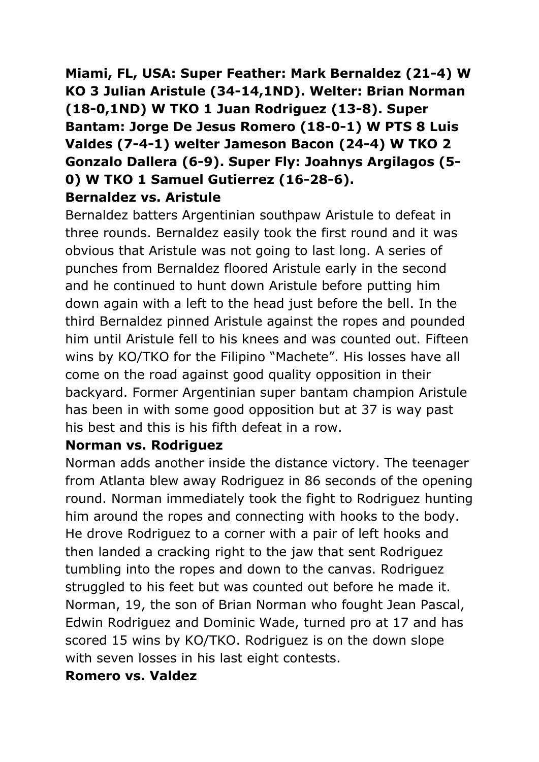**Miami, FL, USA: Super Feather: Mark Bernaldez (21-4) W KO 3 Julian Aristule (34-14,1ND). Welter: Brian Norman (18-0,1ND) W TKO 1 Juan Rodriguez (13-8). Super Bantam: Jorge De Jesus Romero (18-0-1) W PTS 8 Luis Valdes (7-4-1) welter Jameson Bacon (24-4) W TKO 2 Gonzalo Dallera (6-9). Super Fly: Joahnys Argilagos (5-0) W TKO 1 Samuel Gutierrez (16-28-6).**

**Bernaldez vs. Aristule**

Bernaldez batters Argentinian southpaw Aristule to defeat in three rounds. Bernaldez easily took the first round and it was obvious that Aristule was not going to last long. A series of punches from Bernaldez floored Aristule early in the second and he continued to hunt down Aristule before putting him down again with a left to the head just before the bell. In the third Bernaldez pinned Aristule against the ropes and pounded him until Aristule fell to his knees and was counted out. Fifteen wins by KO/TKO for the Filipino "Machete". His losses have all come on the road against good quality opposition in their backyard. Former Argentinian super bantam champion Aristule has been in with some good opposition but at 37 is way past his best and this is his fifth defeat in a row.

**Norman vs. Rodriguez**

Norman adds another inside the distance victory. The teenager from Atlanta blew away Rodriguez in 86 seconds of the opening round. Norman immediately took the fight to Rodriguez hunting him around the ropes and connecting with hooks to the body. He drove Rodriguez to a corner with a pair of left hooks and then landed a cracking right to the jaw that sent Rodriguez tumbling into the ropes and down to the canvas. Rodriguez struggled to his feet but was counted out before he made it. Norman, 19, the son of Brian Norman who fought Jean Pascal, Edwin Rodriguez and Dominic Wade, turned pro at 17 and has scored 15 wins by KO/TKO. Rodriguez is on the down slope with seven losses in his last eight contests.

**Romero vs. Valdez**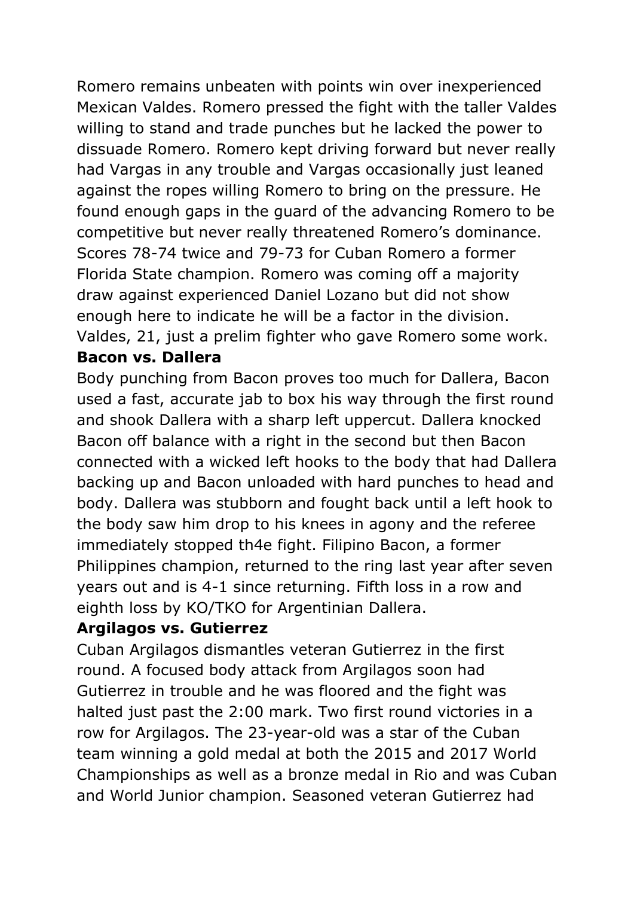Romero remains unbeaten with points win over inexperienced Mexican Valdes. Romero pressed the fight with the taller Valdes willing to stand and trade punches but he lacked the power to dissuade Romero. Romero kept driving forward but never really had Vargas in any trouble and Vargas occasionally just leaned against the ropes willing Romero to bring on the pressure. He found enough gaps in the guard of the advancing Romero to be competitive but never really threatened Romero's dominance. Scores 78-74 twice and 79-73 for Cuban Romero a former Florida State champion. Romero was coming off a majority draw against experienced Daniel Lozano but did not show enough here to indicate he will be a factor in the division. Valdes, 21, just a prelim fighter who gave Romero some work.

**Bacon vs. Dallera**

Body punching from Bacon proves too much for Dallera, Bacon used a fast, accurate jab to box his way through the first round and shook Dallera with a sharp left uppercut. Dallera knocked Bacon off balance with a right in the second but then Bacon connected with a wicked left hooks to the body that had Dallera backing up and Bacon unloaded with hard punches to head and body. Dallera was stubborn and fought back until a left hook to the body saw him drop to his knees in agony and the referee immediately stopped th4e fight. Filipino Bacon, a former Philippines champion, returned to the ring last year after seven years out and is 4-1 since returning. Fifth loss in a row and eighth loss by KO/TKO for Argentinian Dallera.

**Argilagos vs. Gutierrez**

Cuban Argilagos dismantles veteran Gutierrez in the first round. A focused body attack from Argilagos soon had Gutierrez in trouble and he was floored and the fight was halted just past the 2:00 mark. Two first round victories in a row for Argilagos. The 23-year-old was a star of the Cuban team winning a gold medal at both the 2015 and 2017 World Championships as well as a bronze medal in Rio and was Cuban and World Junior champion. Seasoned veteran Gutierrez had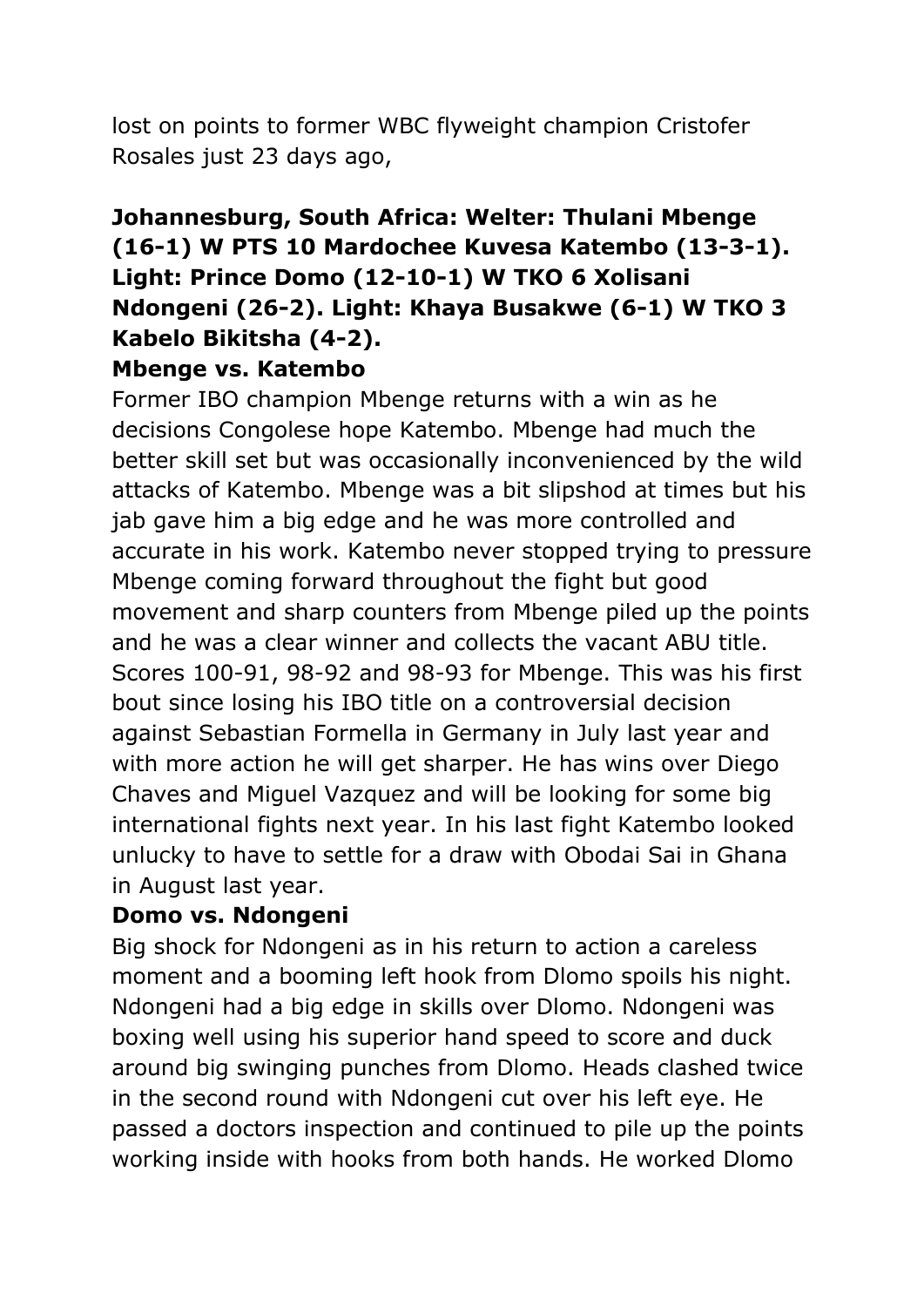lost on points to former WBC flyweight champion Cristofer Rosales just 23 days ago,

**Johannesburg, South Africa: Welter: Thulani Mbenge (16-1) W PTS 10 Mardochee Kuvesa Katembo (13-3-1). Light: Prince Domo (12-10-1) W TKO 6 Xolisani Ndongeni (26-2). Light: Khaya Busakwe (6-1) W TKO 3 Kabelo Bikitsha (4-2).**

**Mbenge vs. Katembo**

Former IBO champion Mbenge returns with a win as he decisions Congolese hope Katembo. Mbenge had much the better skill set but was occasionally inconvenienced by the wild attacks of Katembo. Mbenge was a bit slipshod at times but his jab gave him a big edge and he was more controlled and accurate in his work. Katembo never stopped trying to pressure Mbenge coming forward throughout the fight but good movement and sharp counters from Mbenge piled up the points and he was a clear winner and collects the vacant ABU title. Scores 100-91, 98-92 and 98-93 for Mbenge. This was his first bout since losing his IBO title on a controversial decision against Sebastian Formella in Germany in July last year and with more action he will get sharper. He has wins over Diego Chaves and Miguel Vazquez and will be looking for some big international fights next year. In his last fight Katembo looked unlucky to have to settle for a draw with Obodai Sai in Ghana in August last year.

**Domo vs. Ndongeni**

Big shock for Ndongeni as in his return to action a careless moment and a booming left hook from Dlomo spoils his night. Ndongeni had a big edge in skills over Dlomo. Ndongeni was boxing well using his superior hand speed to score and duck around big swinging punches from Dlomo. Heads clashed twice in the second round with Ndongeni cut over his left eye. He passed a doctors inspection and continued to pile up the points working inside with hooks from both hands. He worked Dlomo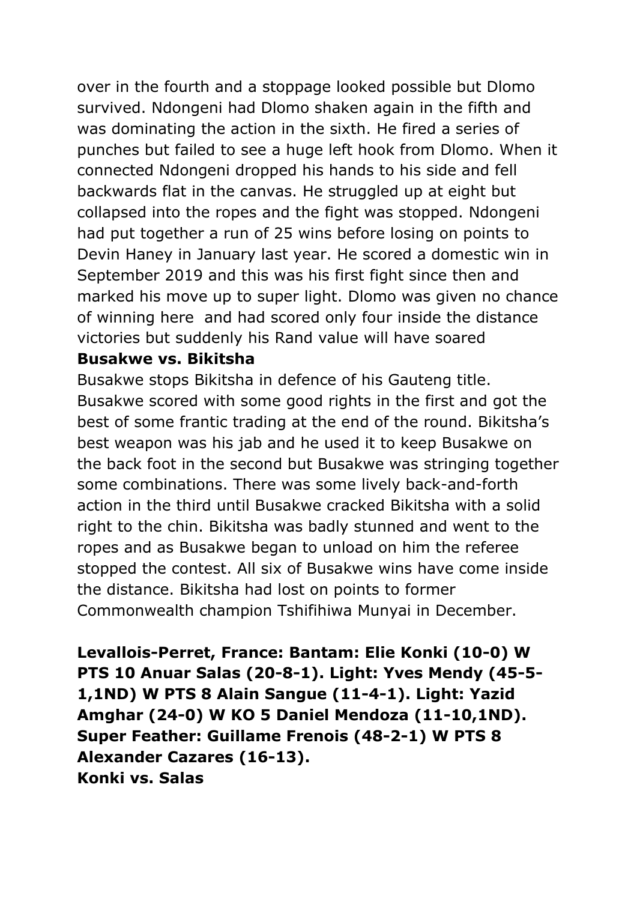over in the fourth and a stoppage looked possible but Dlomo survived. Ndongeni had Dlomo shaken again in the fifth and was dominating the action in the sixth. He fired a series of punches but failed to see a huge left hook from Dlomo. When it connected Ndongeni dropped his hands to his side and fell backwards flat in the canvas. He struggled up at eight but collapsed into the ropes and the fight was stopped. Ndongeni had put together a run of 25 wins before losing on points to Devin Haney in January last year. He scored a domestic win in September 2019 and this was his first fight since then and marked his move up to super light. Dlomo was given no chance of winning here and had scored only four inside the distance victories but suddenly his Rand value will have soared

**Busakwe vs. Bikitsha**

Busakwe stops Bikitsha in defence of his Gauteng title. Busakwe scored with some good rights in the first and got the best of some frantic trading at the end of the round. Bikitsha's best weapon was his jab and he used it to keep Busakwe on the back foot in the second but Busakwe was stringing together some combinations. There was some lively back-and-forth action in the third until Busakwe cracked Bikitsha with a solid right to the chin. Bikitsha was badly stunned and went to the ropes and as Busakwe began to unload on him the referee stopped the contest. All six of Busakwe wins have come inside the distance. Bikitsha had lost on points to former Commonwealth champion Tshifihiwa Munyai in December.

**Levallois-Perret, France: Bantam: Elie Konki (10-0) W PTS 10 Anuar Salas (20-8-1). Light: Yves Mendy (45-5-1,1ND) W PTS 8 Alain Sangue (11-4-1). Light: Yazid Amghar (24-0) W KO 5 Daniel Mendoza (11-10,1ND). Super Feather: Guillame Frenois (48-2-1) W PTS 8 Alexander Cazares (16-13).**

**Konki vs. Salas**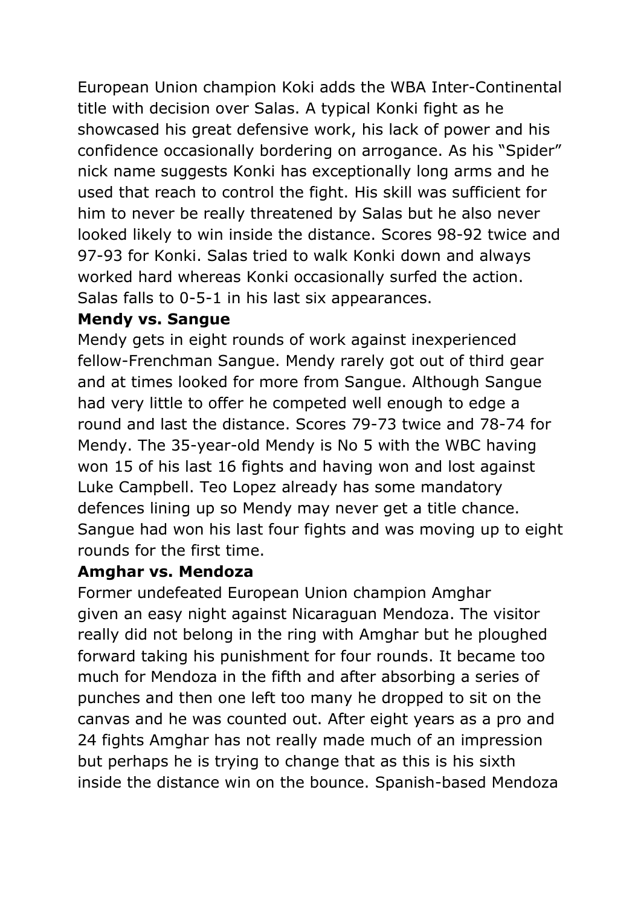European Union champion Koki adds the WBA Inter-Continental title with decision over Salas. A typical Konki fight as he showcased his great defensive work, his lack of power and his confidence occasionally bordering on arrogance. As his "Spider" nick name suggests Konki has exceptionally long arms and he used that reach to control the fight. His skill was sufficient for him to never be really threatened by Salas but he also never looked likely to win inside the distance. Scores 98-92 twice and 97-93 for Konki. Salas tried to walk Konki down and always worked hard whereas Konki occasionally surfed the action. Salas falls to 0-5-1 in his last six appearances.

**Mendy vs. Sangue**

Mendy gets in eight rounds of work against inexperienced fellow-Frenchman Sangue. Mendy rarely got out of third gear and at times looked for more from Sangue. Although Sangue had very little to offer he competed well enough to edge a round and last the distance. Scores 79-73 twice and 78-74 for Mendy. The 35-year-old Mendy is No 5 with the WBC having won 15 of his last 16 fights and having won and lost against Luke Campbell. Teo Lopez already has some mandatory defences lining up so Mendy may never get a title chance. Sangue had won his last four fights and was moving up to eight rounds for the first time.

**Amghar vs. Mendoza**

Former undefeated European Union champion Amghar given an easy night against Nicaraguan Mendoza. The visitor really did not belong in the ring with Amghar but he ploughed forward taking his punishment for four rounds. It became too much for Mendoza in the fifth and after absorbing a series of punches and then one left too many he dropped to sit on the canvas and he was counted out. After eight years as a pro and 24 fights Amghar has not really made much of an impression but perhaps he is trying to change that as this is his sixth inside the distance win on the bounce. Spanish-based Mendoza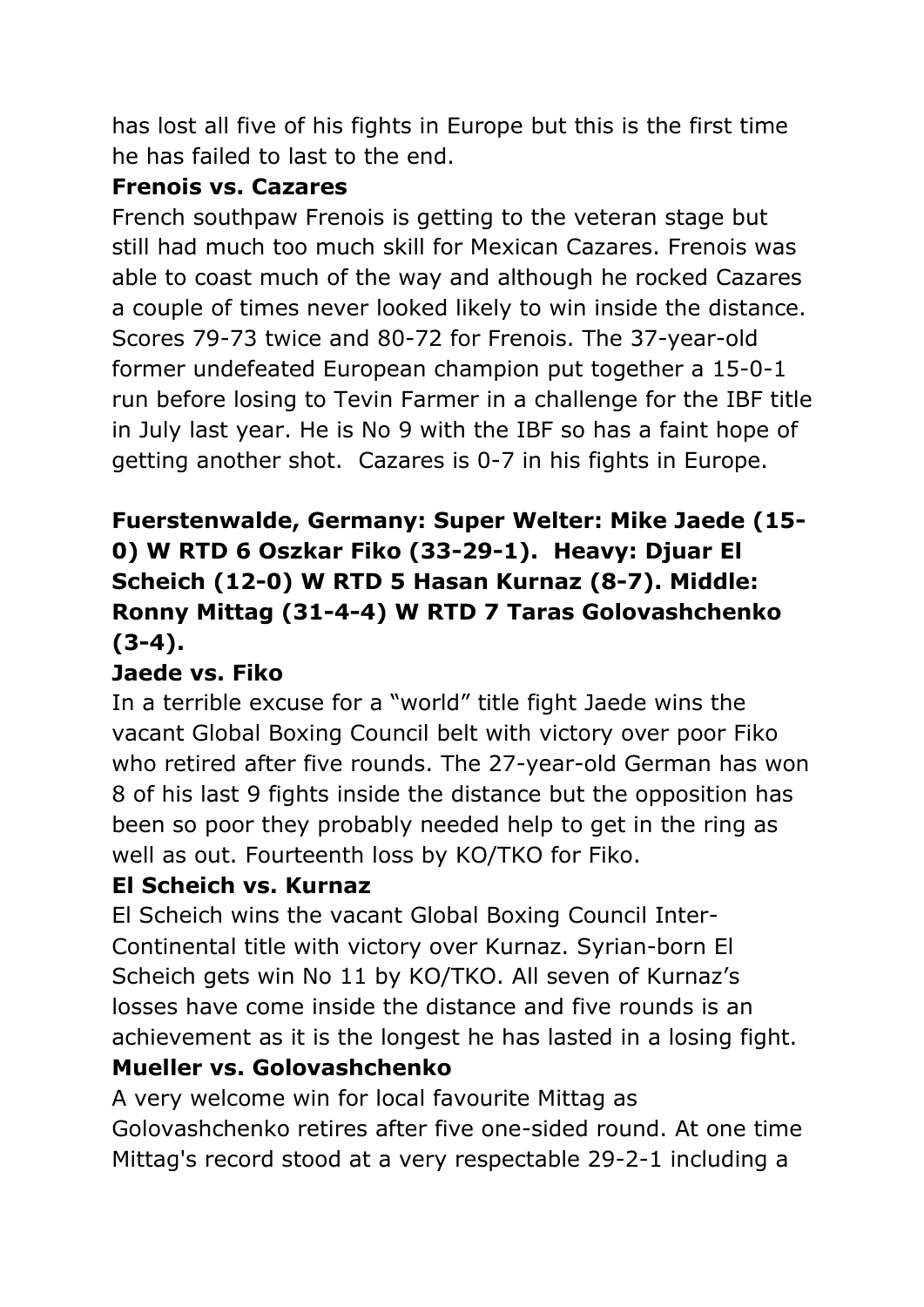has lost all five of his fights in Europe but this is the first time he has failed to last to the end.

**Frenois vs. Cazares**

French southpaw Frenois is getting to the veteran stage but still had much too much skill for Mexican Cazares. Frenois was able to coast much of the way and although he rocked Cazares a couple of times never looked likely to win inside the distance. Scores 79-73 twice and 80-72 for Frenois. The 37-year-old former undefeated European champion put together a 15-0-1 run before losing to Tevin Farmer in a challenge for the IBF title in July last year. He is No 9 with the IBF so has a faint hope of getting another shot. Cazares is 0-7 in his fights in Europe.

**Fuerstenwalde, Germany: Super Welter: Mike Jaede (15-0) W RTD 6 Oszkar Fiko (33-29-1). Heavy: Djuar El Scheich (12-0) W RTD 5 Hasan Kurnaz (8-7). Middle: Ronny Mittag (31-4-4) W RTD 7 Taras Golovashchenko (3-4).**

**Jaede vs. Fiko**

In a terrible excuse for a "world" title fight Jaede wins the vacant Global Boxing Council belt with victory over poor Fiko who retired after five rounds. The 27-year-old German has won 8 of his last 9 fights inside the distance but the opposition has been so poor they probably needed help to get in the ring as well as out. Fourteenth loss by KO/TKO for Fiko.

**El Scheich vs. Kurnaz**

El Scheich wins the vacant Global Boxing Council Inter-Continental title with victory over Kurnaz. Syrian-born El Scheich gets win No 11 by KO/TKO. All seven of Kurnaz's losses have come inside the distance and five rounds is an achievement as it is the longest he has lasted in a losing fight.

**Mueller vs. Golovashchenko**

A very welcome win for local favourite Mittag as Golovashchenko retires after five one-sided round. At one time Mittag's record stood at a very respectable 29-2-1 including a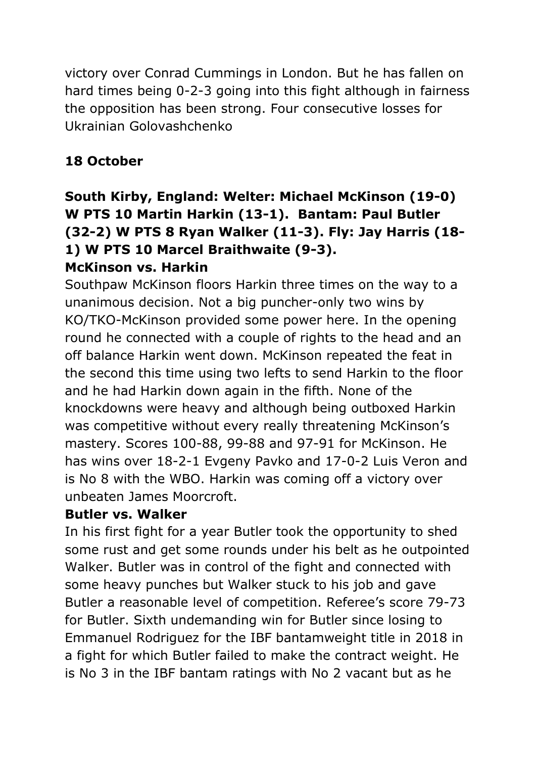victory over Conrad Cummings in London. But he has fallen on hard times being 0-2-3 going into this fight although in fairness the opposition has been strong. Four consecutive losses for Ukrainian Golovashchenko

**18 October**

**South Kirby, England: Welter: Michael McKinson (19-0) W PTS 10 Martin Harkin (13-1). Bantam: Paul Butler (32-2) W PTS 8 Ryan Walker (11-3). Fly: Jay Harris (18-1) W PTS 10 Marcel Braithwaite (9-3).**

**McKinson vs. Harkin**

Southpaw McKinson floors Harkin three times on the way to a unanimous decision. Not a big puncher-only two wins by KO/TKO-McKinson provided some power here. In the opening round he connected with a couple of rights to the head and an off balance Harkin went down. McKinson repeated the feat in the second this time using two lefts to send Harkin to the floor and he had Harkin down again in the fifth. None of the knockdowns were heavy and although being outboxed Harkin was competitive without every really threatening McKinson's mastery. Scores 100-88, 99-88 and 97-91 for McKinson. He has wins over 18-2-1 Evgeny Pavko and 17-0-2 Luis Veron and is No 8 with the WBO. Harkin was coming off a victory over unbeaten James Moorcroft.

**Butler vs. Walker**

In his first fight for a year Butler took the opportunity to shed some rust and get some rounds under his belt as he outpointed Walker. Butler was in control of the fight and connected with some heavy punches but Walker stuck to his job and gave Butler a reasonable level of competition. Referee's score 79-73 for Butler. Sixth undemanding win for Butler since losing to Emmanuel Rodriguez for the IBF bantamweight title in 2018 in a fight for which Butler failed to make the contract weight. He is No 3 in the IBF bantam ratings with No 2 vacant but as he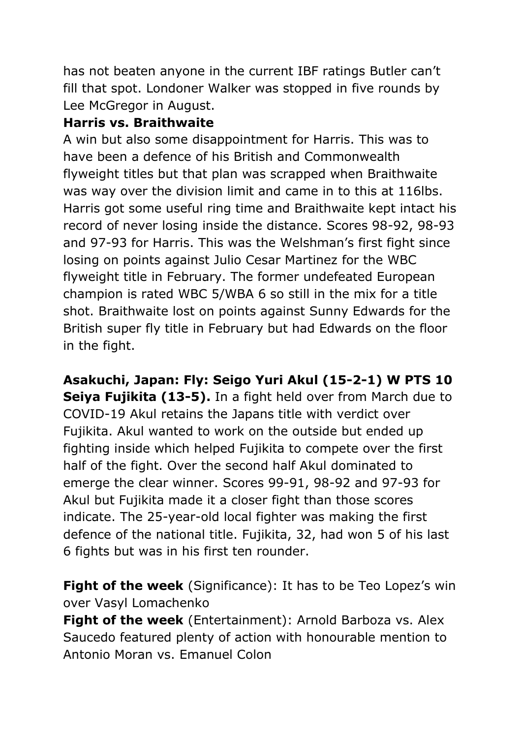has not beaten anyone in the current IBF ratings Butler can't fill that spot. Londoner Walker was stopped in five rounds by Lee McGregor in August.

**Harris vs. Braithwaite**

A win but also some disappointment for Harris. This was to have been a defence of his British and Commonwealth flyweight titles but that plan was scrapped when Braithwaite was way over the division limit and came in to this at 116lbs. Harris got some useful ring time and Braithwaite kept intact his record of never losing inside the distance. Scores 98-92, 98-93 and 97-93 for Harris. This was the Welshman's first fight since losing on points against Julio Cesar Martinez for the WBC flyweight title in February. The former undefeated European champion is rated WBC 5/WBA 6 so still in the mix for a title shot. Braithwaite lost on points against Sunny Edwards for the British super fly title in February but had Edwards on the floor in the fight.

**Asakuchi, Japan: Fly: Seigo Yuri Akul (15-2-1) W PTS 10 Seiya Fujikita (13-5).** In a fight held over from March due to COVID-19 Akul retains the Japans title with verdict over Fujikita. Akul wanted to work on the outside but ended up fighting inside which helped Fujikita to compete over the first half of the fight. Over the second half Akul dominated to emerge the clear winner. Scores 99-91, 98-92 and 97-93 for Akul but Fujikita made it a closer fight than those scores indicate. The 25-year-old local fighter was making the first defence of the national title. Fujikita, 32, had won 5 of his last 6 fights but was in his first ten rounder.

**Fight of the week** (Significance): It has to be Teo Lopez's win over Vasyl Lomachenko

**Fight of the week** (Entertainment): Arnold Barboza vs. Alex Saucedo featured plenty of action with honourable mention to Antonio Moran vs. Emanuel Colon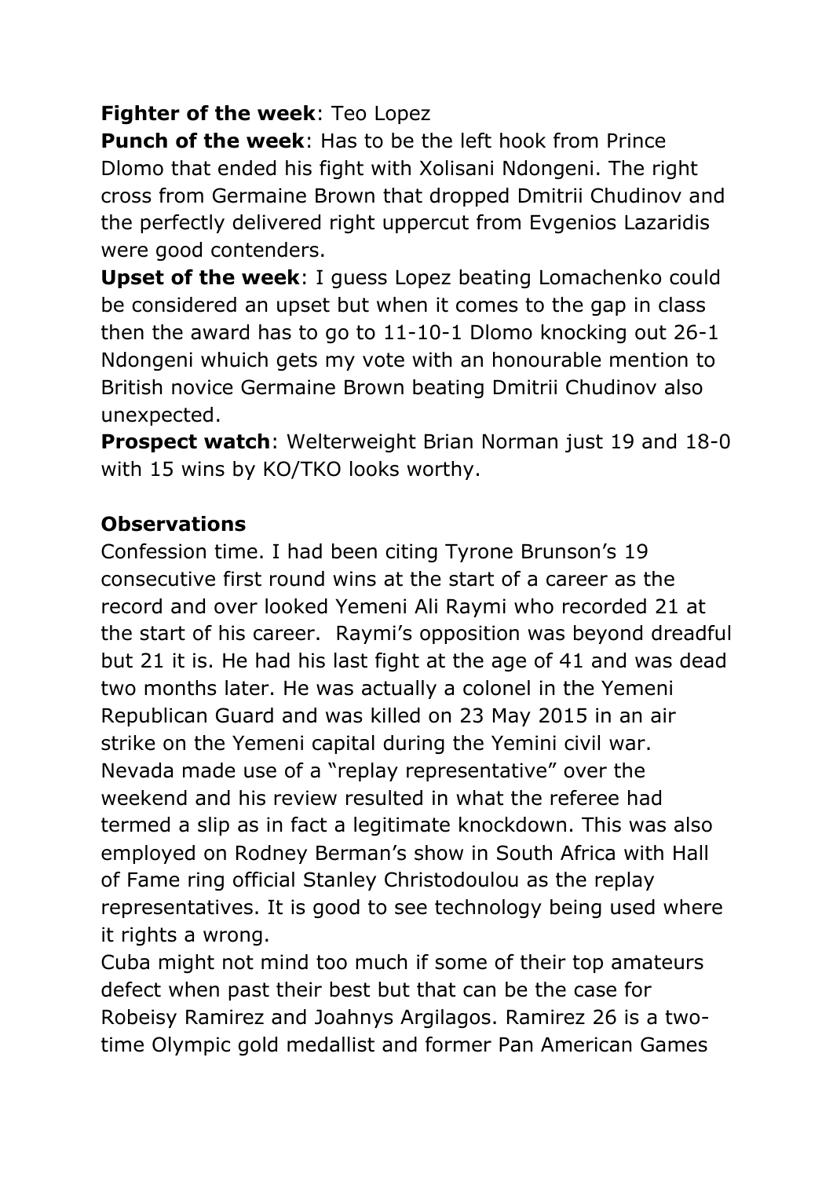**Fighter of the week**: Teo Lopez

**Punch of the week**: Has to be the left hook from Prince Dlomo that ended his fight with Xolisani Ndongeni. The right cross from Germaine Brown that dropped Dmitrii Chudinov and the perfectly delivered right uppercut from Evgenios Lazaridis were good contenders.

**Upset of the week**: I guess Lopez beating Lomachenko could be considered an upset but when it comes to the gap in class then the award has to go to 11-10-1 Dlomo knocking out 26-1 Ndongeni whuich gets my vote with an honourable mention to British novice Germaine Brown beating Dmitrii Chudinov also unexpected.

**Prospect watch**: Welterweight Brian Norman just 19 and 18-0 with 15 wins by KO/TKO looks worthy.

**Observations**

Confession time. I had been citing Tyrone Brunson's 19 consecutive first round wins at the start of a career as the record and over looked Yemeni Ali Raymi who recorded 21 at the start of his career. Raymi's opposition was beyond dreadful but 21 it is. He had his last fight at the age of 41 and was dead two months later. He was actually a colonel in the Yemeni Republican Guard and was killed on 23 May 2015 in an air strike on the Yemeni capital during the Yemini civil war.

Nevada made use of a "replay representative" over the weekend and his review resulted in what the referee had termed a slip as in fact a legitimate knockdown. This was also employed on Rodney Berman's show in South Africa with Hall of Fame ring official Stanley Christodoulou as the replay representatives. It is good to see technology being used where it rights a wrong.

Cuba might not mind too much if some of their top amateurs defect when past their best but that can be the case for Robeisy Ramirez and Joahnys Argilagos. Ramirez 26 is a two-time Olympic gold medallist and former Pan American Games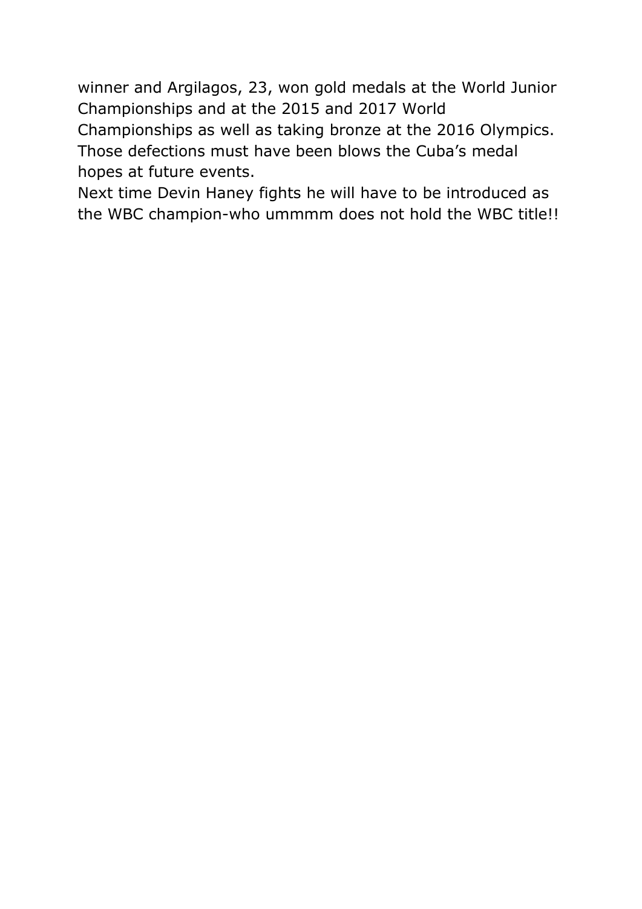winner and Argilagos, 23, won gold medals at the World Junior Championships and at the 2015 and 2017 World Championships as well as taking bronze at the 2016 Olympics. Those defections must have been blows the Cuba's medal hopes at future events.

Next time Devin Haney fights he will have to be introduced as the WBC champion-who ummmm does not hold the WBC title!!